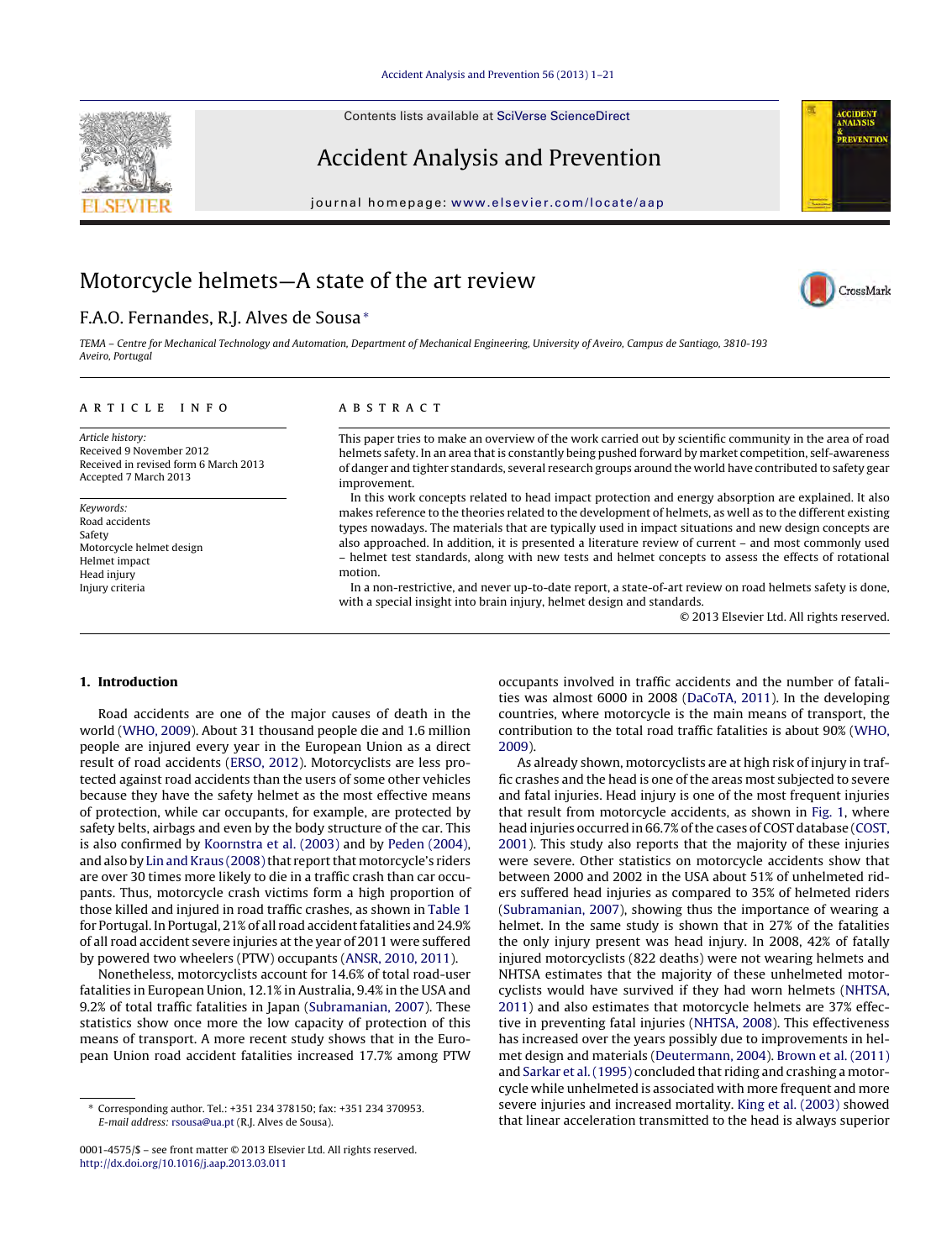# Motorcycle helmets—A state of the art review

F.A.O. Fernandes, R.J. Alves de Sousa*

*TEMA – Centre for Mechanical Technology and Automation, Department of Mechanical Engineering, University of Aveiro, Campus de Santiago, 3810-193 Aveiro, Portugal*

## ARTICLE INFO

*Article history:*
Received 9 November 2012
Received in revised form 6 March 2013
Accepted 7 March 2013

*Keywords:*
Road accidents
Safety
Motorcycle helmet design
Helmet impact
Head injury
Injury criteria

## ABSTRACT

This paper tries to make an overview of the work carried out by scientific community in the area of road helmets safety. In an area that is constantly being pushed forward by market competition, self-awareness of danger and tighter standards, several research groups around the world have contributed to safety gear improvement.

In this work concepts related to head impact protection and energy absorption are explained. It also makes reference to the theories related to the development of helmets, as well as to the different existing types nowadays. The materials that are typically used in impact situations and new design concepts are also approached. In addition, it is presented a literature review of current – and most commonly used – helmet test standards, along with new tests and helmet concepts to assess the effects of rotational motion.

In a non-restrictive, and never up-to-date report, a state-of-art review on road helmets safety is done, with a special insight into brain injury, helmet design and standards.

© 2013 Elsevier Ltd. All rights reserved.

## 1. Introduction

Road accidents are one of the major causes of death in the world (WHO, 2009). About 31 thousand people die and 1.6 million people are injured every year in the European Union as a direct result of road accidents (ERSO, 2012). Motorcyclists are less protected against road accidents than the users of some other vehicles because they have the safety helmet as the most effective means of protection, while car occupants, for example, are protected by safety belts, airbags and even by the body structure of the car. This is also confirmed by Koornstra et al. (2003) and by Peden (2004), and also by Lin and Kraus (2008) that report that motorcycle's riders are over 30 times more likely to die in a traffic crash than car occupants. Thus, motorcycle crash victims form a high proportion of those killed and injured in road traffic crashes, as shown in Table 1 for Portugal. In Portugal, 21% of all road accident fatalities and 24.9% of all road accident severe injuries at the year of 2011 were suffered by powered two wheelers (PTW) occupants (ANSR, 2010, 2011).

Nonetheless, motorcyclists account for 14.6% of total road-user fatalities in European Union, 12.1% in Australia, 9.4% in the USA and 9.2% of total traffic fatalities in Japan (Subramanian, 2007). These statistics show once more the low capacity of protection of this means of transport. A more recent study shows that in the European Union road accident fatalities increased 17.7% among PTW occupants involved in traffic accidents and the number of fatalities was almost 6000 in 2008 (DaCoTA, 2011). In the developing countries, where motorcycle is the main means of transport, the contribution to the total road traffic fatalities is about 90% (WHO, 2009).

As already shown, motorcyclists are at high risk of injury in traffic crashes and the head is one of the areas most subjected to severe and fatal injuries. Head injury is one of the most frequent injuries that result from motorcycle accidents, as shown in Fig. 1, where head injuries occurred in 66.7% of the cases of COST database (COST, 2001). This study also reports that the majority of these injuries were severe. Other statistics on motorcycle accidents show that between 2000 and 2002 in the USA about 51% of unhelmeted riders suffered head injuries as compared to 35% of helmeted riders (Subramanian, 2007), showing thus the importance of wearing a helmet. In the same study is shown that in 27% of the fatalities the only injury present was head injury. In 2008, 42% of fatally injured motorcyclists (822 deaths) were not wearing helmets and NHTSA estimates that the majority of these unhelmeted motorcyclists would have survived if they had worn helmets (NHTSA, 2011) and also estimates that motorcycle helmets are 37% effective in preventing fatal injuries (NHTSA, 2008). This effectiveness has increased over the years possibly due to improvements in helmet design and materials (Deutermann, 2004). Brown et al. (2011) and Sarkar et al. (1995) concluded that riding and crashing a motorcycle while unhelmeted is associated with more frequent and more severe injuries and increased mortality. King et al. (2003) showed that linear acceleration transmitted to the head is always superior

* Corresponding author. Tel.: +351 234 378150; fax: +351 234 370953.
*E-mail address:* rsousa@ua.pt (R.J. Alves de Sousa).

0001-4575/$ – see front matter © 2013 Elsevier Ltd. All rights reserved.
http://dx.doi.org/10.1016/j.aap.2013.03.011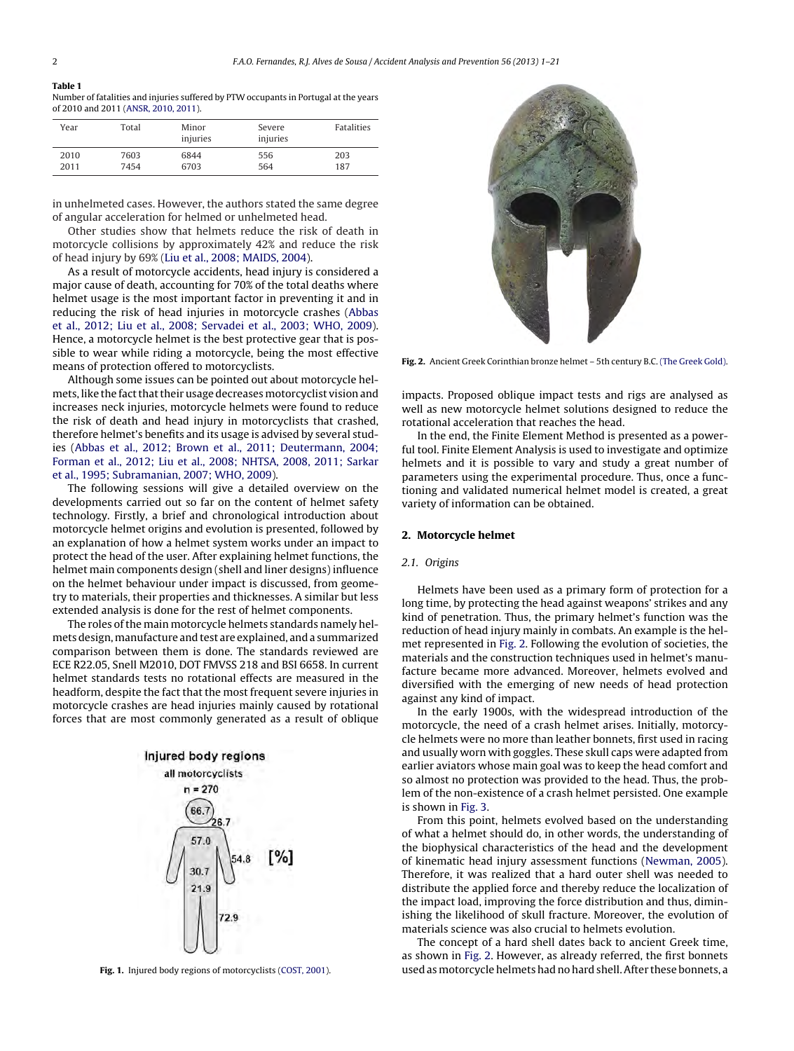**Table 1**
Number of fatalities and injuries suffered by PTW occupants in Portugal at the years of 2010 and 2011 (ANSR, 2010, 2011).

| Year | Total | Minor injuries | Severe injuries | Fatalities |
|---|---|---|---|---|
| 2010 | 7603 | 6844 | 556 | 203 |
| 2011 | 7454 | 6703 | 564 | 187 |

in unhelmeted cases. However, the authors stated the same degree of angular acceleration for helmed or unhelmeted head.

Other studies show that helmets reduce the risk of death in motorcycle collisions by approximately 42% and reduce the risk of head injury by 69% (Liu et al., 2008; MAIDS, 2004).

As a result of motorcycle accidents, head injury is considered a major cause of death, accounting for 70% of the total deaths where helmet usage is the most important factor in preventing it and in reducing the risk of head injuries in motorcycle crashes (Abbas et al., 2012; Liu et al., 2008; Servadei et al., 2003; WHO, 2009). Hence, a motorcycle helmet is the best protective gear that is possible to wear while riding a motorcycle, being the most effective means of protection offered to motorcyclists.

Although some issues can be pointed out about motorcycle helmets, like the fact that their usage decreases motorcyclist vision and increases neck injuries, motorcycle helmets were found to reduce the risk of death and head injury in motorcyclists that crashed, therefore helmet's benefits and its usage is advised by several studies (Abbas et al., 2012; Brown et al., 2011; Deutermann, 2004; Forman et al., 2012; Liu et al., 2008; NHTSA, 2008, 2011; Sarkar et al., 1995; Subramanian, 2007; WHO, 2009).

The following sessions will give a detailed overview on the developments carried out so far on the content of helmet safety technology. Firstly, a brief and chronological introduction about motorcycle helmet origins and evolution is presented, followed by an explanation of how a helmet system works under an impact to protect the head of the user. After explaining helmet functions, the helmet main components design (shell and liner designs) influence on the helmet behaviour under impact is discussed, from geometry to materials, their properties and thicknesses. A similar but less extended analysis is done for the rest of helmet components.

The roles of the main motorcycle helmets standards namely helmets design, manufacture and test are explained, and a summarized comparison between them is done. The standards reviewed are ECE R22.05, Snell M2010, DOT FMVSS 218 and BSI 6658. In current helmet standards tests no rotational effects are measured in the headform, despite the fact that the most frequent severe injuries in motorcycle crashes are head injuries mainly caused by rotational forces that are most commonly generated as a result of oblique impacts. Proposed oblique impact tests and rigs are analysed as well as new motorcycle helmet solutions designed to reduce the rotational acceleration that reaches the head.

In the end, the Finite Element Method is presented as a powerful tool. Finite Element Analysis is used to investigate and optimize helmets and it is possible to vary and study a great number of parameters using the experimental procedure. Thus, once a functioning and validated numerical helmet model is created, a great variety of information can be obtained.

Injured body regions
all motorcyclists
n = 270

66.7, 26.7, 57.0, 54.8, 30.7, 21.9, 72.9 [%]

**Fig. 1.** Injured body regions of motorcyclists (COST, 2001).

**Fig. 2.** Ancient Greek Corinthian bronze helmet – 5th century B.C. (The Greek Gold).

## 2. Motorcycle helmet

### 2.1. Origins

Helmets have been used as a primary form of protection for a long time, by protecting the head against weapons' strikes and any kind of penetration. Thus, the primary helmet's function was the reduction of head injury mainly in combats. An example is the helmet represented in Fig. 2. Following the evolution of societies, the materials and the construction techniques used in helmet's manufacture became more advanced. Moreover, helmets evolved and diversified with the emerging of new needs of head protection against any kind of impact.

In the early 1900s, with the widespread introduction of the motorcycle, the need of a crash helmet arises. Initially, motorcycle helmets were no more than leather bonnets, first used in racing and usually worn with goggles. These skull caps were adapted from earlier aviators whose main goal was to keep the head comfort and so almost no protection was provided to the head. Thus, the problem of the non-existence of a crash helmet persisted. One example is shown in Fig. 3.

From this point, helmets evolved based on the understanding of what a helmet should do, in other words, the understanding of the biophysical characteristics of the head and the development of kinematic head injury assessment functions (Newman, 2005). Therefore, it was realized that a hard outer shell was needed to distribute the applied force and thereby reduce the localization of the impact load, improving the force distribution and thus, diminishing the likelihood of skull fracture. Moreover, the evolution of materials science was also crucial to helmets evolution.

The concept of a hard shell dates back to ancient Greek time, as shown in Fig. 2. However, as already referred, the first bonnets used as motorcycle helmets had no hard shell. After these bonnets, a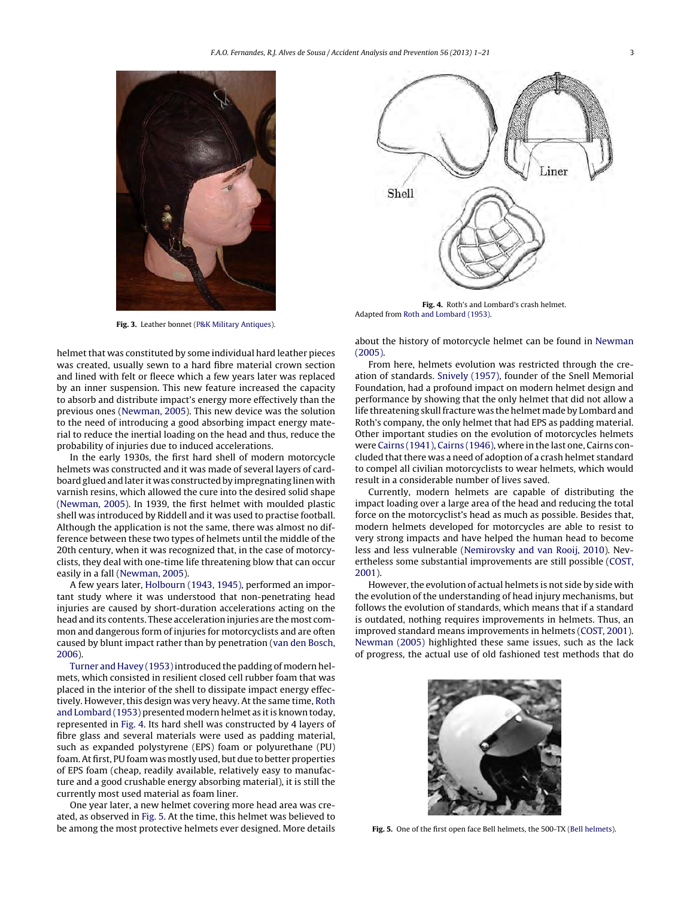Fig. 3. Leather bonnet (P&K Military Antiques).

Fig. 4. Roth's and Lombard's crash helmet.
Adapted from Roth and Lombard (1953).

helmet that was constituted by some individual hard leather pieces was created, usually sewn to a hard fibre material crown section and lined with felt or fleece which a few years later was replaced by an inner suspension. This new feature increased the capacity to absorb and distribute impact's energy more effectively than the previous ones (Newman, 2005). This new device was the solution to the need of introducing a good absorbing impact energy material to reduce the inertial loading on the head and thus, reduce the probability of injuries due to induced accelerations.

In the early 1930s, the first hard shell of modern motorcycle helmets was constructed and it was made of several layers of cardboard glued and later it was constructed by impregnating linen with varnish resins, which allowed the cure into the desired solid shape (Newman, 2005). In 1939, the first helmet with moulded plastic shell was introduced by Riddell and it was used to practise football. Although the application is not the same, there was almost no difference between these two types of helmets until the middle of the 20th century, when it was recognized that, in the case of motorcyclists, they deal with one-time life threatening blow that can occur easily in a fall (Newman, 2005).

A few years later, Holbourn (1943, 1945), performed an important study where it was understood that non-penetrating head injuries are caused by short-duration accelerations acting on the head and its contents. These acceleration injuries are the most common and dangerous form of injuries for motorcyclists and are often caused by blunt impact rather than by penetration (van den Bosch, 2006).

Turner and Havey (1953) introduced the padding of modern helmets, which consisted in resilient closed cell rubber foam that was placed in the interior of the shell to dissipate impact energy effectively. However, this design was very heavy. At the same time, Roth and Lombard (1953) presented modern helmet as it is known today, represented in Fig. 4. Its hard shell was constructed by 4 layers of fibre glass and several materials were used as padding material, such as expanded polystyrene (EPS) foam or polyurethane (PU) foam. At first, PU foam was mostly used, but due to better properties of EPS foam (cheap, readily available, relatively easy to manufacture and a good crushable energy absorbing material), it is still the currently most used material as foam liner.

One year later, a new helmet covering more head area was created, as observed in Fig. 5. At the time, this helmet was believed to be among the most protective helmets ever designed. More details about the history of motorcycle helmet can be found in Newman (2005).

From here, helmets evolution was restricted through the creation of standards. Snively (1957), founder of the Snell Memorial Foundation, had a profound impact on modern helmet design and performance by showing that the only helmet that did not allow a life threatening skull fracture was the helmet made by Lombard and Roth's company, the only helmet that had EPS as padding material. Other important studies on the evolution of motorcycles helmets were Cairns (1941), Cairns (1946), where in the last one, Cairns concluded that there was a need of adoption of a crash helmet standard to compel all civilian motorcyclists to wear helmets, which would result in a considerable number of lives saved.

Currently, modern helmets are capable of distributing the impact loading over a large area of the head and reducing the total force on the motorcyclist's head as much as possible. Besides that, modern helmets developed for motorcycles are able to resist to very strong impacts and have helped the human head to become less and less vulnerable (Nemirovsky and van Rooij, 2010). Nevertheless some substantial improvements are still possible (COST, 2001).

However, the evolution of actual helmets is not side by side with the evolution of the understanding of head injury mechanisms, but follows the evolution of standards, which means that if a standard is outdated, nothing requires improvements in helmets. Thus, an improved standard means improvements in helmets (COST, 2001). Newman (2005) highlighted these same issues, such as the lack of progress, the actual use of old fashioned test methods that do

Fig. 5. One of the first open face Bell helmets, the 500-TX (Bell helmets).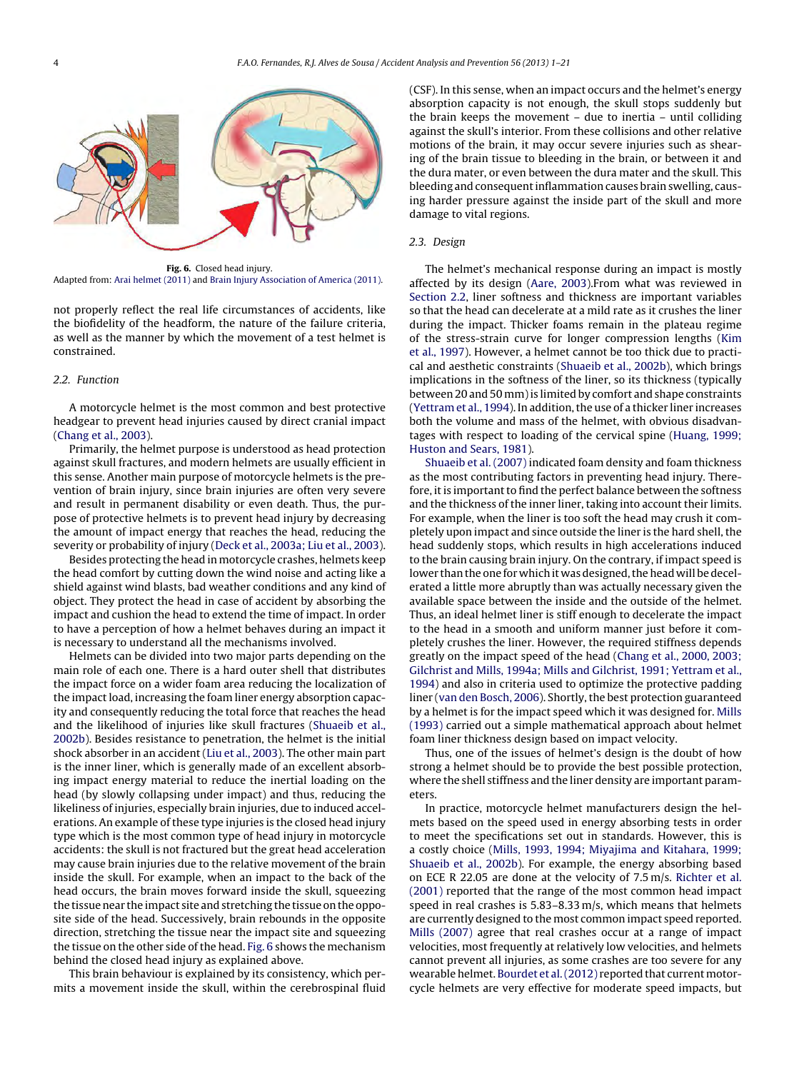Fig. 6. Closed head injury.
Adapted from: Arai helmet (2011) and Brain Injury Association of America (2011).

not properly reflect the real life circumstances of accidents, like the biofidelity of the headform, the nature of the failure criteria, as well as the manner by which the movement of a test helmet is constrained.

### 2.2. Function

A motorcycle helmet is the most common and best protective headgear to prevent head injuries caused by direct cranial impact (Chang et al., 2003).

Primarily, the helmet purpose is understood as head protection against skull fractures, and modern helmets are usually efficient in this sense. Another main purpose of motorcycle helmets is the prevention of brain injury, since brain injuries are often very severe and result in permanent disability or even death. Thus, the purpose of protective helmets is to prevent head injury by decreasing the amount of impact energy that reaches the head, reducing the severity or probability of injury (Deck et al., 2003a; Liu et al., 2003).

Besides protecting the head in motorcycle crashes, helmets keep the head comfort by cutting down the wind noise and acting like a shield against wind blasts, bad weather conditions and any kind of object. They protect the head in case of accident by absorbing the impact and cushion the head to extend the time of impact. In order to have a perception of how a helmet behaves during an impact it is necessary to understand all the mechanisms involved.

Helmets can be divided into two major parts depending on the main role of each one. There is a hard outer shell that distributes the impact force on a wider foam area reducing the localization of the impact load, increasing the foam liner energy absorption capacity and consequently reducing the total force that reaches the head and the likelihood of injuries like skull fractures (Shuaeib et al., 2002b). Besides resistance to penetration, the helmet is the initial shock absorber in an accident (Liu et al., 2003). The other main part is the inner liner, which is generally made of an excellent absorbing impact energy material to reduce the inertial loading on the head (by slowly collapsing under impact) and thus, reducing the likeliness of injuries, especially brain injuries, due to induced accelerations. An example of these type injuries is the closed head injury type which is the most common type of head injury in motorcycle accidents: the skull is not fractured but the great head acceleration may cause brain injuries due to the relative movement of the brain inside the skull. For example, when an impact to the back of the head occurs, the brain moves forward inside the skull, squeezing the tissue near the impact site and stretching the tissue on the opposite side of the head. Successively, brain rebounds in the opposite direction, stretching the tissue near the impact site and squeezing the tissue on the other side of the head. Fig. 6 shows the mechanism behind the closed head injury as explained above.

This brain behaviour is explained by its consistency, which permits a movement inside the skull, within the cerebrospinal fluid (CSF). In this sense, when an impact occurs and the helmet's energy absorption capacity is not enough, the skull stops suddenly but the brain keeps the movement – due to inertia – until colliding against the skull's interior. From these collisions and other relative motions of the brain, it may occur severe injuries such as shearing of the brain tissue to bleeding in the brain, or between it and the dura mater, or even between the dura mater and the skull. This bleeding and consequent inflammation causes brain swelling, causing harder pressure against the inside part of the skull and more damage to vital regions.

### 2.3. Design

The helmet's mechanical response during an impact is mostly affected by its design (Aare, 2003).From what was reviewed in Section 2.2, liner softness and thickness are important variables so that the head can decelerate at a mild rate as it crushes the liner during the impact. Thicker foams remain in the plateau regime of the stress-strain curve for longer compression lengths (Kim et al., 1997). However, a helmet cannot be too thick due to practical and aesthetic constraints (Shuaeib et al., 2002b), which brings implications in the softness of the liner, so its thickness (typically between 20 and 50 mm) is limited by comfort and shape constraints (Yettram et al., 1994). In addition, the use of a thicker liner increases both the volume and mass of the helmet, with obvious disadvantages with respect to loading of the cervical spine (Huang, 1999; Huston and Sears, 1981).

Shuaeib et al. (2007) indicated foam density and foam thickness as the most contributing factors in preventing head injury. Therefore, it is important to find the perfect balance between the softness and the thickness of the inner liner, taking into account their limits. For example, when the liner is too soft the head may crush it completely upon impact and since outside the liner is the hard shell, the head suddenly stops, which results in high accelerations induced to the brain causing brain injury. On the contrary, if impact speed is lower than the one for which it was designed, the head will be decelerated a little more abruptly than was actually necessary given the available space between the inside and the outside of the helmet. Thus, an ideal helmet liner is stiff enough to decelerate the impact to the head in a smooth and uniform manner just before it completely crushes the liner. However, the required stiffness depends greatly on the impact speed of the head (Chang et al., 2000, 2003; Gilchrist and Mills, 1994a; Mills and Gilchrist, 1991; Yettram et al., 1994) and also in criteria used to optimize the protective padding liner (van den Bosch, 2006). Shortly, the best protection guaranteed by a helmet is for the impact speed which it was designed for. Mills (1993) carried out a simple mathematical approach about helmet foam liner thickness design based on impact velocity.

Thus, one of the issues of helmet's design is the doubt of how strong a helmet should be to provide the best possible protection, where the shell stiffness and the liner density are important parameters.

In practice, motorcycle helmet manufacturers design the helmets based on the speed used in energy absorbing tests in order to meet the specifications set out in standards. However, this is a costly choice (Mills, 1993, 1994; Miyajima and Kitahara, 1999; Shuaeib et al., 2002b). For example, the energy absorbing based on ECE R 22.05 are done at the velocity of 7.5 m/s. Richter et al. (2001) reported that the range of the most common head impact speed in real crashes is 5.83–8.33 m/s, which means that helmets are currently designed to the most common impact speed reported. Mills (2007) agree that real crashes occur at a range of impact velocities, most frequently at relatively low velocities, and helmets cannot prevent all injuries, as some crashes are too severe for any wearable helmet. Bourdet et al. (2012) reported that current motorcycle helmets are very effective for moderate speed impacts, but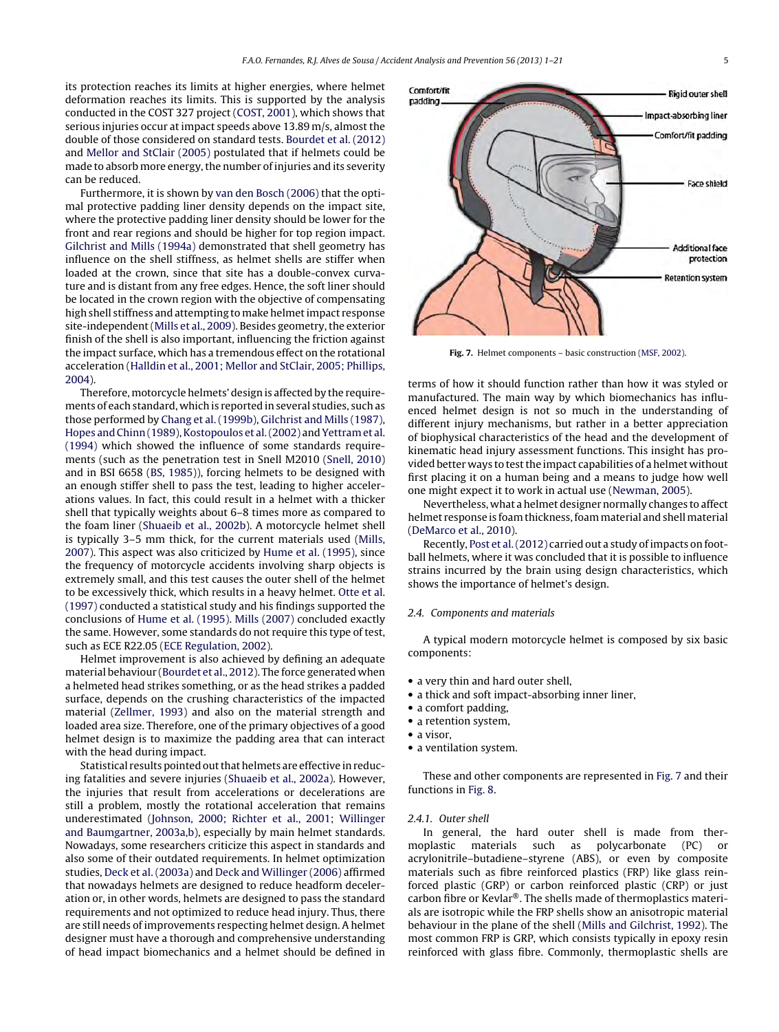its protection reaches its limits at higher energies, where helmet deformation reaches its limits. This is supported by the analysis conducted in the COST 327 project (COST, 2001), which shows that serious injuries occur at impact speeds above 13.89 m/s, almost the double of those considered on standard tests. Bourdet et al. (2012) and Mellor and StClair (2005) postulated that if helmets could be made to absorb more energy, the number of injuries and its severity can be reduced.

Furthermore, it is shown by van den Bosch (2006) that the optimal protective padding liner density depends on the impact site, where the protective padding liner density should be lower for the front and rear regions and should be higher for top region impact. Gilchrist and Mills (1994a) demonstrated that shell geometry has influence on the shell stiffness, as helmet shells are stiffer when loaded at the crown, since that site has a double-convex curvature and is distant from any free edges. Hence, the soft liner should be located in the crown region with the objective of compensating high shell stiffness and attempting to make helmet impact response site-independent (Mills et al., 2009). Besides geometry, the exterior finish of the shell is also important, influencing the friction against the impact surface, which has a tremendous effect on the rotational acceleration (Halldin et al., 2001; Mellor and StClair, 2005; Phillips, 2004).

Therefore, motorcycle helmets' design is affected by the requirements of each standard, which is reported in several studies, such as those performed by Chang et al. (1999b), Gilchrist and Mills (1987), Hopes and Chinn (1989), Kostopoulos et al. (2002) and Yettram et al. (1994) which showed the influence of some standards requirements (such as the penetration test in Snell M2010 (Snell, 2010) and in BSI 6658 (BS, 1985)), forcing helmets to be designed with an enough stiffer shell to pass the test, leading to higher accelerations values. In fact, this could result in a helmet with a thicker shell that typically weights about 6–8 times more as compared to the foam liner (Shuaeib et al., 2002b). A motorcycle helmet shell is typically 3–5 mm thick, for the current materials used (Mills, 2007). This aspect was also criticized by Hume et al. (1995), since the frequency of motorcycle accidents involving sharp objects is extremely small, and this test causes the outer shell of the helmet to be excessively thick, which results in a heavy helmet. Otte et al. (1997) conducted a statistical study and his findings supported the conclusions of Hume et al. (1995). Mills (2007) concluded exactly the same. However, some standards do not require this type of test, such as ECE R22.05 (ECE Regulation, 2002).

Helmet improvement is also achieved by defining an adequate material behaviour (Bourdet et al., 2012). The force generated when a helmeted head strikes something, or as the head strikes a padded surface, depends on the crushing characteristics of the impacted material (Zellmer, 1993) and also on the material strength and loaded area size. Therefore, one of the primary objectives of a good helmet design is to maximize the padding area that can interact with the head during impact.

Statistical results pointed out that helmets are effective in reducing fatalities and severe injuries (Shuaeib et al., 2002a). However, the injuries that result from accelerations or decelerations are still a problem, mostly the rotational acceleration that remains underestimated (Johnson, 2000; Richter et al., 2001; Willinger and Baumgartner, 2003a,b), especially by main helmet standards. Nowadays, some researchers criticize this aspect in standards and also some of their outdated requirements. In helmet optimization studies, Deck et al. (2003a) and Deck and Willinger (2006) affirmed that nowadays helmets are designed to reduce headform deceleration or, in other words, helmets are designed to pass the standard requirements and not optimized to reduce head injury. Thus, there are still needs of improvements respecting helmet design. A helmet designer must have a thorough and comprehensive understanding of head impact biomechanics and a helmet should be defined in terms of how it should function rather than how it was styled or manufactured. The main way by which biomechanics has influenced helmet design is not so much in the understanding of different injury mechanisms, but rather in a better appreciation of biophysical characteristics of the head and the development of kinematic head injury assessment functions. This insight has provided better ways to test the impact capabilities of a helmet without first placing it on a human being and a means to judge how well one might expect it to work in actual use (Newman, 2005).

Nevertheless, what a helmet designer normally changes to affect helmet response is foam thickness, foam material and shell material (DeMarco et al., 2010).

Recently, Post et al. (2012) carried out a study of impacts on football helmets, where it was concluded that it is possible to influence strains incurred by the brain using design characteristics, which shows the importance of helmet's design.

Fig. 7. Helmet components – basic construction (MSF, 2002).

### 2.4. Components and materials

A typical modern motorcycle helmet is composed by six basic components:

- a very thin and hard outer shell,
- a thick and soft impact-absorbing inner liner,
- a comfort padding,
- a retention system,
- a visor,
- a ventilation system.

These and other components are represented in Fig. 7 and their functions in Fig. 8.

#### 2.4.1. Outer shell

In general, the hard outer shell is made from thermoplastic materials such as polycarbonate (PC) or acrylonitrile–butadiene–styrene (ABS), or even by composite materials such as fibre reinforced plastics (FRP) like glass reinforced plastic (GRP) or carbon reinforced plastic (CRP) or just carbon fibre or Kevlar®. The shells made of thermoplastics materials are isotropic while the FRP shells show an anisotropic material behaviour in the plane of the shell (Mills and Gilchrist, 1992). The most common FRP is GRP, which consists typically in epoxy resin reinforced with glass fibre. Commonly, thermoplastic shells are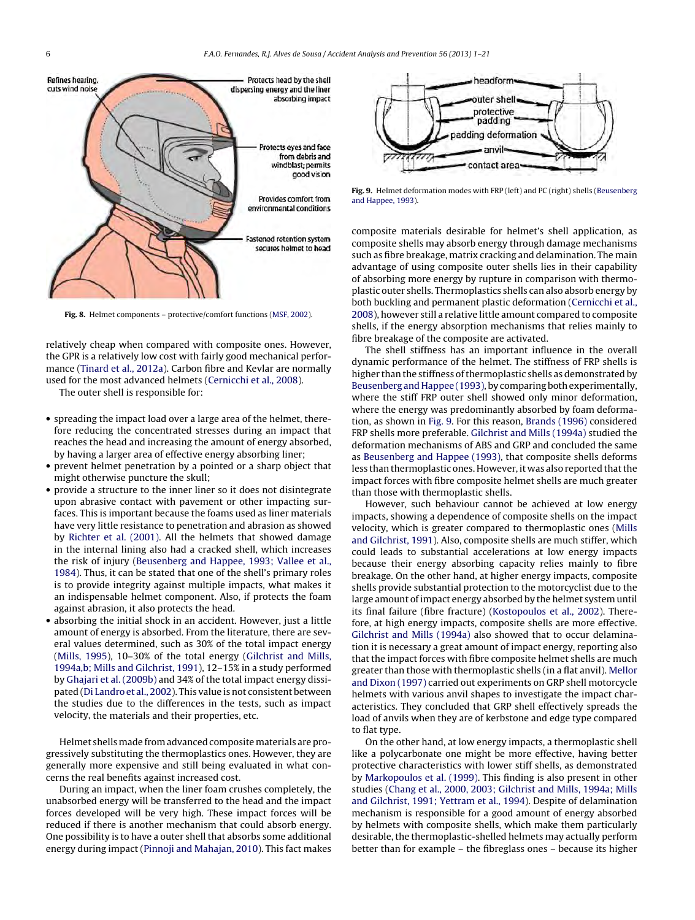Fig. 8. Helmet components – protective/comfort functions (MSF, 2002).

relatively cheap when compared with composite ones. However, the GPR is a relatively low cost with fairly good mechanical performance (Tinard et al., 2012a). Carbon fibre and Kevlar are normally used for the most advanced helmets (Cernicchi et al., 2008).

The outer shell is responsible for:

- spreading the impact load over a large area of the helmet, therefore reducing the concentrated stresses during an impact that reaches the head and increasing the amount of energy absorbed, by having a larger area of effective energy absorbing liner;
- prevent helmet penetration by a pointed or a sharp object that might otherwise puncture the skull;
- provide a structure to the inner liner so it does not disintegrate upon abrasive contact with pavement or other impacting surfaces. This is important because the foams used as liner materials have very little resistance to penetration and abrasion as showed by Richter et al. (2001). All the helmets that showed damage in the internal lining also had a cracked shell, which increases the risk of injury (Beusenberg and Happee, 1993; Vallee et al., 1984). Thus, it can be stated that one of the shell's primary roles is to provide integrity against multiple impacts, what makes it an indispensable helmet component. Also, if protects the foam against abrasion, it also protects the head.
- absorbing the initial shock in an accident. However, just a little amount of energy is absorbed. From the literature, there are several values determined, such as 30% of the total impact energy (Mills, 1995), 10–30% of the total energy (Gilchrist and Mills, 1994a,b; Mills and Gilchrist, 1991), 12–15% in a study performed by Ghajari et al. (2009b) and 34% of the total impact energy dissipated (Di Landro et al., 2002). This value is not consistent between the studies due to the differences in the tests, such as impact velocity, the materials and their properties, etc.

Helmet shells made from advanced composite materials are progressively substituting the thermoplastics ones. However, they are generally more expensive and still being evaluated in what concerns the real benefits against increased cost.

During an impact, when the liner foam crushes completely, the unabsorbed energy will be transferred to the head and the impact forces developed will be very high. These impact forces will be reduced if there is another mechanism that could absorb energy. One possibility is to have a outer shell that absorbs some additional energy during impact (Pinnoji and Mahajan, 2010). This fact makes composite materials desirable for helmet's shell application, as composite shells may absorb energy through damage mechanisms such as fibre breakage, matrix cracking and delamination. The main advantage of using composite outer shells lies in their capability of absorbing more energy by rupture in comparison with thermoplastic outer shells. Thermoplastics shells can also absorb energy by both buckling and permanent plastic deformation (Cernicchi et al., 2008), however still a relative little amount compared to composite shells, if the energy absorption mechanisms that relies mainly to fibre breakage of the composite are activated.

Fig. 9. Helmet deformation modes with FRP (left) and PC (right) shells (Beusenberg and Happee, 1993).

The shell stiffness has an important influence in the overall dynamic performance of the helmet. The stiffness of FRP shells is higher than the stiffness of thermoplastic shells as demonstrated by Beusenberg and Happee (1993), by comparing both experimentally, where the stiff FRP outer shell showed only minor deformation, where the energy was predominantly absorbed by foam deformation, as shown in Fig. 9. For this reason, Brands (1996) considered FRP shells more preferable. Gilchrist and Mills (1994a) studied the deformation mechanisms of ABS and GRP and concluded the same as Beusenberg and Happee (1993), that composite shells deforms less than thermoplastic ones. However, it was also reported that the impact forces with fibre composite helmet shells are much greater than those with thermoplastic shells.

However, such behaviour cannot be achieved at low energy impacts, showing a dependence of composite shells on the impact velocity, which is greater compared to thermoplastic ones (Mills and Gilchrist, 1991). Also, composite shells are much stiffer, which could leads to substantial accelerations at low energy impacts because their energy absorbing capacity relies mainly to fibre breakage. On the other hand, at higher energy impacts, composite shells provide substantial protection to the motorcyclist due to the large amount of impact energy absorbed by the helmet system until its final failure (fibre fracture) (Kostopoulos et al., 2002). Therefore, at high energy impacts, composite shells are more effective. Gilchrist and Mills (1994a) also showed that to occur delamination it is necessary a great amount of impact energy, reporting also that the impact forces with fibre composite helmet shells are much greater than those with thermoplastic shells (in a flat anvil). Mellor and Dixon (1997) carried out experiments on GRP shell motorcycle helmets with various anvil shapes to investigate the impact characteristics. They concluded that GRP shell effectively spreads the load of anvils when they are of kerbstone and edge type compared to flat type.

On the other hand, at low energy impacts, a thermoplastic shell like a polycarbonate one might be more effective, having better protective characteristics with lower stiff shells, as demonstrated by Markopoulos et al. (1999). This finding is also present in other studies (Chang et al., 2000, 2003; Gilchrist and Mills, 1994a; Mills and Gilchrist, 1991; Yettram et al., 1994). Despite of delamination mechanism is responsible for a good amount of energy absorbed by helmets with composite shells, which make them particularly desirable, the thermoplastic-shelled helmets may actually perform better than for example – the fibreglass ones – because its higher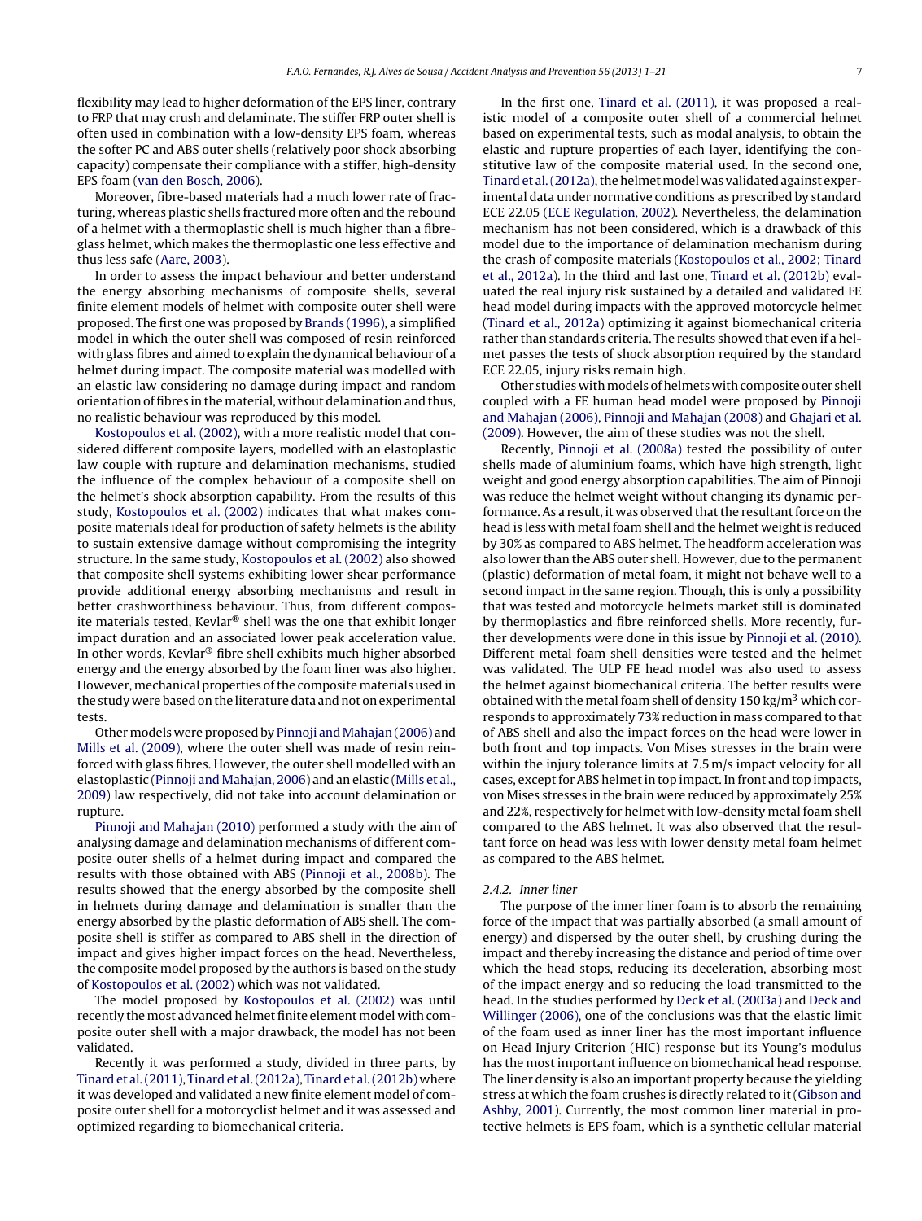flexibility may lead to higher deformation of the EPS liner, contrary to FRP that may crush and delaminate. The stiffer FRP outer shell is often used in combination with a low-density EPS foam, whereas the softer PC and ABS outer shells (relatively poor shock absorbing capacity) compensate their compliance with a stiffer, high-density EPS foam (van den Bosch, 2006).

Moreover, fibre-based materials had a much lower rate of fracturing, whereas plastic shells fractured more often and the rebound of a helmet with a thermoplastic shell is much higher than a fibre-glass helmet, which makes the thermoplastic one less effective and thus less safe (Aare, 2003).

In order to assess the impact behaviour and better understand the energy absorbing mechanisms of composite shells, several finite element models of helmet with composite outer shell were proposed. The first one was proposed by Brands (1996), a simplified model in which the outer shell was composed of resin reinforced with glass fibres and aimed to explain the dynamical behaviour of a helmet during impact. The composite material was modelled with an elastic law considering no damage during impact and random orientation of fibres in the material, without delamination and thus, no realistic behaviour was reproduced by this model.

Kostopoulos et al. (2002), with a more realistic model that considered different composite layers, modelled with an elastoplastic law couple with rupture and delamination mechanisms, studied the influence of the complex behaviour of a composite shell on the helmet's shock absorption capability. From the results of this study, Kostopoulos et al. (2002) indicates that what makes composite materials ideal for production of safety helmets is the ability to sustain extensive damage without compromising the integrity structure. In the same study, Kostopoulos et al. (2002) also showed that composite shell systems exhibiting lower shear performance provide additional energy absorbing mechanisms and result in better crashworthiness behaviour. Thus, from different composite materials tested, Kevlar® shell was the one that exhibit longer impact duration and an associated lower peak acceleration value. In other words, Kevlar® fibre shell exhibits much higher absorbed energy and the energy absorbed by the foam liner was also higher. However, mechanical properties of the composite materials used in the study were based on the literature data and not on experimental tests.

Other models were proposed by Pinnoji and Mahajan (2006) and Mills et al. (2009), where the outer shell was made of resin reinforced with glass fibres. However, the outer shell modelled with an elastoplastic (Pinnoji and Mahajan, 2006) and an elastic (Mills et al., 2009) law respectively, did not take into account delamination or rupture.

Pinnoji and Mahajan (2010) performed a study with the aim of analysing damage and delamination mechanisms of different composite outer shells of a helmet during impact and compared the results with those obtained with ABS (Pinnoji et al., 2008b). The results showed that the energy absorbed by the composite shell in helmets during damage and delamination is smaller than the energy absorbed by the plastic deformation of ABS shell. The composite shell is stiffer as compared to ABS shell in the direction of impact and gives higher impact forces on the head. Nevertheless, the composite model proposed by the authors is based on the study of Kostopoulos et al. (2002) which was not validated.

The model proposed by Kostopoulos et al. (2002) was until recently the most advanced helmet finite element model with composite outer shell with a major drawback, the model has not been validated.

Recently it was performed a study, divided in three parts, by Tinard et al. (2011), Tinard et al. (2012a), Tinard et al. (2012b) where it was developed and validated a new finite element model of composite outer shell for a motorcyclist helmet and it was assessed and optimized regarding to biomechanical criteria.

In the first one, Tinard et al. (2011), it was proposed a realistic model of a composite outer shell of a commercial helmet based on experimental tests, such as modal analysis, to obtain the elastic and rupture properties of each layer, identifying the constitutive law of the composite material used. In the second one, Tinard et al. (2012a), the helmet model was validated against experimental data under normative conditions as prescribed by standard ECE 22.05 (ECE Regulation, 2002). Nevertheless, the delamination mechanism has not been considered, which is a drawback of this model due to the importance of delamination mechanism during the crash of composite materials (Kostopoulos et al., 2002; Tinard et al., 2012a). In the third and last one, Tinard et al. (2012b) evaluated the real injury risk sustained by a detailed and validated FE head model during impacts with the approved motorcycle helmet (Tinard et al., 2012a) optimizing it against biomechanical criteria rather than standards criteria. The results showed that even if a helmet passes the tests of shock absorption required by the standard ECE 22.05, injury risks remain high.

Other studies with models of helmets with composite outer shell coupled with a FE human head model were proposed by Pinnoji and Mahajan (2006), Pinnoji and Mahajan (2008) and Ghajari et al. (2009). However, the aim of these studies was not the shell.

Recently, Pinnoji et al. (2008a) tested the possibility of outer shells made of aluminium foams, which have high strength, light weight and good energy absorption capabilities. The aim of Pinnoji was reduce the helmet weight without changing its dynamic performance. As a result, it was observed that the resultant force on the head is less with metal foam shell and the helmet weight is reduced by 30% as compared to ABS helmet. The headform acceleration was also lower than the ABS outer shell. However, due to the permanent (plastic) deformation of metal foam, it might not behave well to a second impact in the same region. Though, this is only a possibility that was tested and motorcycle helmets market still is dominated by thermoplastics and fibre reinforced shells. More recently, further developments were done in this issue by Pinnoji et al. (2010). Different metal foam shell densities were tested and the helmet was validated. The ULP FE head model was also used to assess the helmet against biomechanical criteria. The better results were obtained with the metal foam shell of density 150 kg/m$^3$ which corresponds to approximately 73% reduction in mass compared to that of ABS shell and also the impact forces on the head were lower in both front and top impacts. Von Mises stresses in the brain were within the injury tolerance limits at 7.5 m/s impact velocity for all cases, except for ABS helmet in top impact. In front and top impacts, von Mises stresses in the brain were reduced by approximately 25% and 22%, respectively for helmet with low-density metal foam shell compared to the ABS helmet. It was also observed that the resultant force on head was less with lower density metal foam helmet as compared to the ABS helmet.

*2.4.2. Inner liner*

The purpose of the inner liner foam is to absorb the remaining force of the impact that was partially absorbed (a small amount of energy) and dispersed by the outer shell, by crushing during the impact and thereby increasing the distance and period of time over which the head stops, reducing its deceleration, absorbing most of the impact energy and so reducing the load transmitted to the head. In the studies performed by Deck et al. (2003a) and Deck and Willinger (2006), one of the conclusions was that the elastic limit of the foam used as inner liner has the most important influence on Head Injury Criterion (HIC) response but its Young's modulus has the most important influence on biomechanical head response. The liner density is also an important property because the yielding stress at which the foam crushes is directly related to it (Gibson and Ashby, 2001). Currently, the most common liner material in protective helmets is EPS foam, which is a synthetic cellular material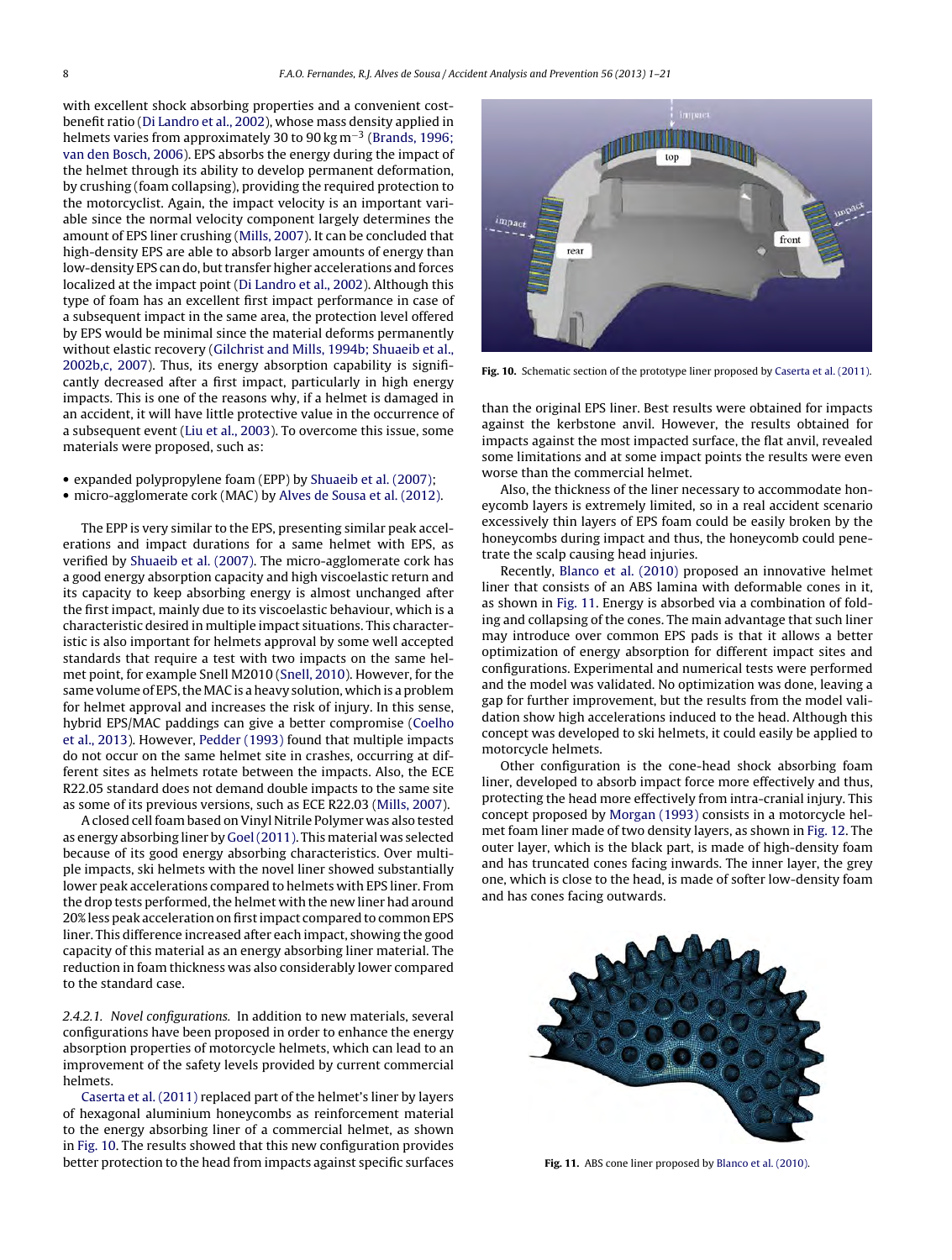with excellent shock absorbing properties and a convenient cost-benefit ratio (Di Landro et al., 2002), whose mass density applied in helmets varies from approximately 30 to 90 kg $m^{-3}$ (Brands, 1996; van den Bosch, 2006). EPS absorbs the energy during the impact of the helmet through its ability to develop permanent deformation, by crushing (foam collapsing), providing the required protection to the motorcyclist. Again, the impact velocity is an important variable since the normal velocity component largely determines the amount of EPS liner crushing (Mills, 2007). It can be concluded that high-density EPS are able to absorb larger amounts of energy than low-density EPS can do, but transfer higher accelerations and forces localized at the impact point (Di Landro et al., 2002). Although this type of foam has an excellent first impact performance in case of a subsequent impact in the same area, the protection level offered by EPS would be minimal since the material deforms permanently without elastic recovery (Gilchrist and Mills, 1994b; Shuaeib et al., 2002b,c, 2007). Thus, its energy absorption capability is significantly decreased after a first impact, particularly in high energy impacts. This is one of the reasons why, if a helmet is damaged in an accident, it will have little protective value in the occurrence of a subsequent event (Liu et al., 2003). To overcome this issue, some materials were proposed, such as:

- expanded polypropylene foam (EPP) by Shuaeib et al. (2007);
- micro-agglomerate cork (MAC) by Alves de Sousa et al. (2012).

The EPP is very similar to the EPS, presenting similar peak accelerations and impact durations for a same helmet with EPS, as verified by Shuaeib et al. (2007). The micro-agglomerate cork has a good energy absorption capacity and high viscoelastic return and its capacity to keep absorbing energy is almost unchanged after the first impact, mainly due to its viscoelastic behaviour, which is a characteristic desired in multiple impact situations. This characteristic is also important for helmets approval by some well accepted standards that require a test with two impacts on the same helmet point, for example Snell M2010 (Snell, 2010). However, for the same volume of EPS, the MAC is a heavy solution, which is a problem for helmet approval and increases the risk of injury. In this sense, hybrid EPS/MAC paddings can give a better compromise (Coelho et al., 2013). However, Pedder (1993) found that multiple impacts do not occur on the same helmet site in crashes, occurring at different sites as helmets rotate between the impacts. Also, the ECE R22.05 standard does not demand double impacts to the same site as some of its previous versions, such as ECE R22.03 (Mills, 2007).

A closed cell foam based on Vinyl Nitrile Polymer was also tested as energy absorbing liner by Goel (2011). This material was selected because of its good energy absorbing characteristics. Over multiple impacts, ski helmets with the novel liner showed substantially lower peak accelerations compared to helmets with EPS liner. From the drop tests performed, the helmet with the new liner had around 20% less peak acceleration on first impact compared to common EPS liner. This difference increased after each impact, showing the good capacity of this material as an energy absorbing liner material. The reduction in foam thickness was also considerably lower compared to the standard case.

*2.4.2.1. Novel configurations.* In addition to new materials, several configurations have been proposed in order to enhance the energy absorption properties of motorcycle helmets, which can lead to an improvement of the safety levels provided by current commercial helmets.

Caserta et al. (2011) replaced part of the helmet's liner by layers of hexagonal aluminium honeycombs as reinforcement material to the energy absorbing liner of a commercial helmet, as shown in Fig. 10. The results showed that this new configuration provides better protection to the head from impacts against specific surfaces than the original EPS liner. Best results were obtained for impacts against the kerbstone anvil. However, the results obtained for impacts against the most impacted surface, the flat anvil, revealed some limitations and at some impact points the results were even worse than the commercial helmet.

**Fig. 10.** Schematic section of the prototype liner proposed by Caserta et al. (2011).

Also, the thickness of the liner necessary to accommodate honeycomb layers is extremely limited, so in a real accident scenario excessively thin layers of EPS foam could be easily broken by the honeycombs during impact and thus, the honeycomb could penetrate the scalp causing head injuries.

Recently, Blanco et al. (2010) proposed an innovative helmet liner that consists of an ABS lamina with deformable cones in it, as shown in Fig. 11. Energy is absorbed via a combination of folding and collapsing of the cones. The main advantage that such liner may introduce over common EPS pads is that it allows a better optimization of energy absorption for different impact sites and configurations. Experimental and numerical tests were performed and the model was validated. No optimization was done, leaving a gap for further improvement, but the results from the model validation show high accelerations induced to the head. Although this concept was developed to ski helmets, it could easily be applied to motorcycle helmets.

Other configuration is the cone-head shock absorbing foam liner, developed to absorb impact force more effectively and thus, protecting the head more effectively from intra-cranial injury. This concept proposed by Morgan (1993) consists in a motorcycle helmet foam liner made of two density layers, as shown in Fig. 12. The outer layer, which is the black part, is made of high-density foam and has truncated cones facing inwards. The inner layer, the grey one, which is close to the head, is made of softer low-density foam and has cones facing outwards.

**Fig. 11.** ABS cone liner proposed by Blanco et al. (2010).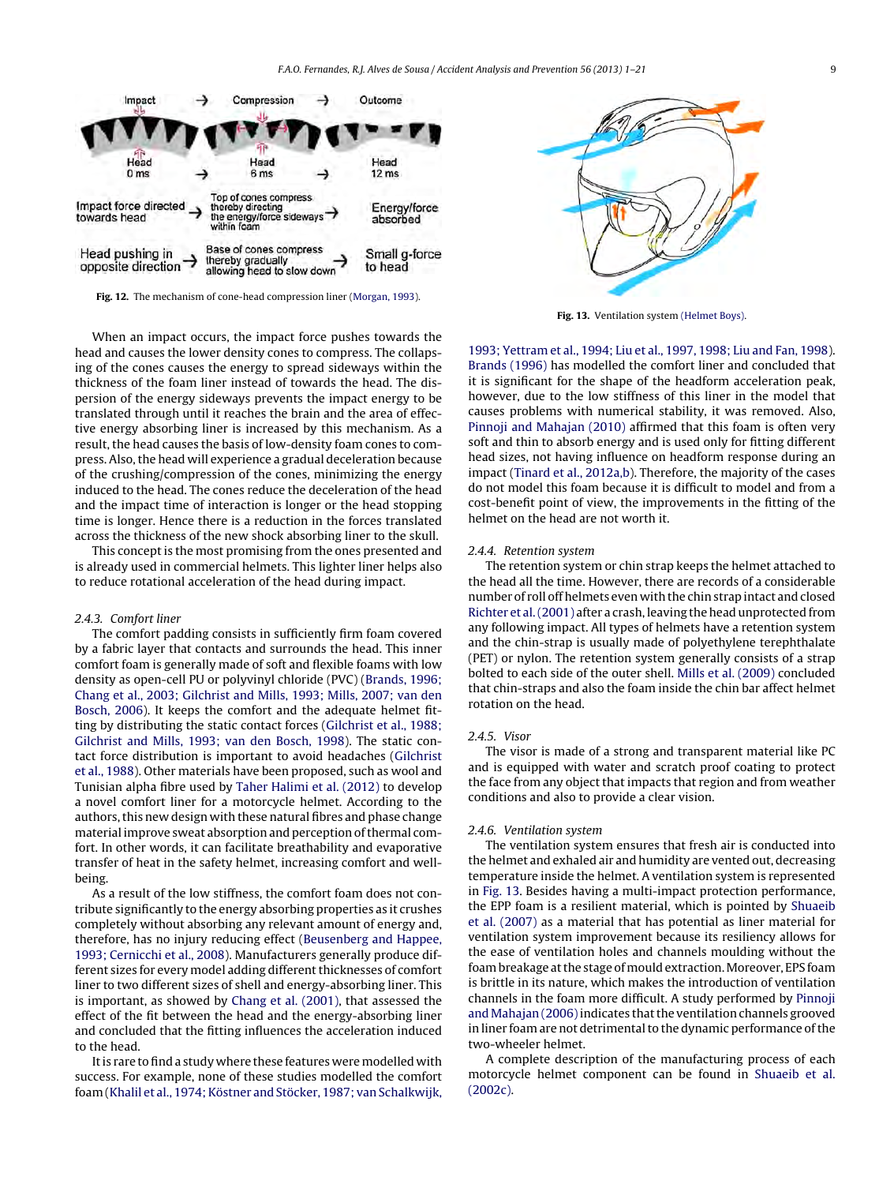Fig. 12. The mechanism of cone-head compression liner (Morgan, 1993).

When an impact occurs, the impact force pushes towards the head and causes the lower density cones to compress. The collapsing of the cones causes the energy to spread sideways within the thickness of the foam liner instead of towards the head. The dispersion of the energy sideways prevents the impact energy to be translated through until it reaches the brain and the area of effective energy absorbing liner is increased by this mechanism. As a result, the head causes the basis of low-density foam cones to compress. Also, the head will experience a gradual deceleration because of the crushing/compression of the cones, minimizing the energy induced to the head. The cones reduce the deceleration of the head and the impact time of interaction is longer or the head stopping time is longer. Hence there is a reduction in the forces translated across the thickness of the new shock absorbing liner to the skull.

This concept is the most promising from the ones presented and is already used in commercial helmets. This lighter liner helps also to reduce rotational acceleration of the head during impact.

### 2.4.3. Comfort liner

The comfort padding consists in sufficiently firm foam covered by a fabric layer that contacts and surrounds the head. This inner comfort foam is generally made of soft and flexible foams with low density as open-cell PU or polyvinyl chloride (PVC) (Brands, 1996; Chang et al., 2003; Gilchrist and Mills, 1993; Mills, 2007; van den Bosch, 2006). It keeps the comfort and the adequate helmet fitting by distributing the static contact forces (Gilchrist et al., 1988; Gilchrist and Mills, 1993; van den Bosch, 1998). The static contact force distribution is important to avoid headaches (Gilchrist et al., 1988). Other materials have been proposed, such as wool and Tunisian alpha fibre used by Taher Halimi et al. (2012) to develop a novel comfort liner for a motorcycle helmet. According to the authors, this new design with these natural fibres and phase change material improve sweat absorption and perception of thermal comfort. In other words, it can facilitate breathability and evaporative transfer of heat in the safety helmet, increasing comfort and well-being.

As a result of the low stiffness, the comfort foam does not contribute significantly to the energy absorbing properties as it crushes completely without absorbing any relevant amount of energy and, therefore, has no injury reducing effect (Beusenberg and Happee, 1993; Cernicchi et al., 2008). Manufacturers generally produce different sizes for every model adding different thicknesses of comfort liner to two different sizes of shell and energy-absorbing liner. This is important, as showed by Chang et al. (2001), that assessed the effect of the fit between the head and the energy-absorbing liner and concluded that the fitting influences the acceleration induced to the head.

It is rare to find a study where these features were modelled with success. For example, none of these studies modelled the comfort foam (Khalil et al., 1974; Köstner and Stöcker, 1987; van Schalkwijk, 1993; Yettram et al., 1994; Liu et al., 1997, 1998; Liu and Fan, 1998). Brands (1996) has modelled the comfort liner and concluded that it is significant for the shape of the headform acceleration peak, however, due to the low stiffness of this liner in the model that causes problems with numerical stability, it was removed. Also, Pinnoji and Mahajan (2010) affirmed that this foam is often very soft and thin to absorb energy and is used only for fitting different head sizes, not having influence on headform response during an impact (Tinard et al., 2012a,b). Therefore, the majority of the cases do not model this foam because it is difficult to model and from a cost-benefit point of view, the improvements in the fitting of the helmet on the head are not worth it.

Fig. 13. Ventilation system (Helmet Boys).

### 2.4.4. Retention system

The retention system or chin strap keeps the helmet attached to the head all the time. However, there are records of a considerable number of roll off helmets even with the chin strap intact and closed Richter et al. (2001) after a crash, leaving the head unprotected from any following impact. All types of helmets have a retention system and the chin-strap is usually made of polyethylene terephthalate (PET) or nylon. The retention system generally consists of a strap bolted to each side of the outer shell. Mills et al. (2009) concluded that chin-straps and also the foam inside the chin bar affect helmet rotation on the head.

### 2.4.5. Visor

The visor is made of a strong and transparent material like PC and is equipped with water and scratch proof coating to protect the face from any object that impacts that region and from weather conditions and also to provide a clear vision.

### 2.4.6. Ventilation system

The ventilation system ensures that fresh air is conducted into the helmet and exhaled air and humidity are vented out, decreasing temperature inside the helmet. A ventilation system is represented in Fig. 13. Besides having a multi-impact protection performance, the EPP foam is a resilient material, which is pointed by Shuaeib et al. (2007) as a material that has potential as liner material for ventilation system improvement because its resiliency allows for the ease of ventilation holes and channels moulding without the foam breakage at the stage of mould extraction. Moreover, EPS foam is brittle in its nature, which makes the introduction of ventilation channels in the foam more difficult. A study performed by Pinnoji and Mahajan (2006) indicates that the ventilation channels grooved in liner foam are not detrimental to the dynamic performance of the two-wheeler helmet.

A complete description of the manufacturing process of each motorcycle helmet component can be found in Shuaeib et al. (2002c).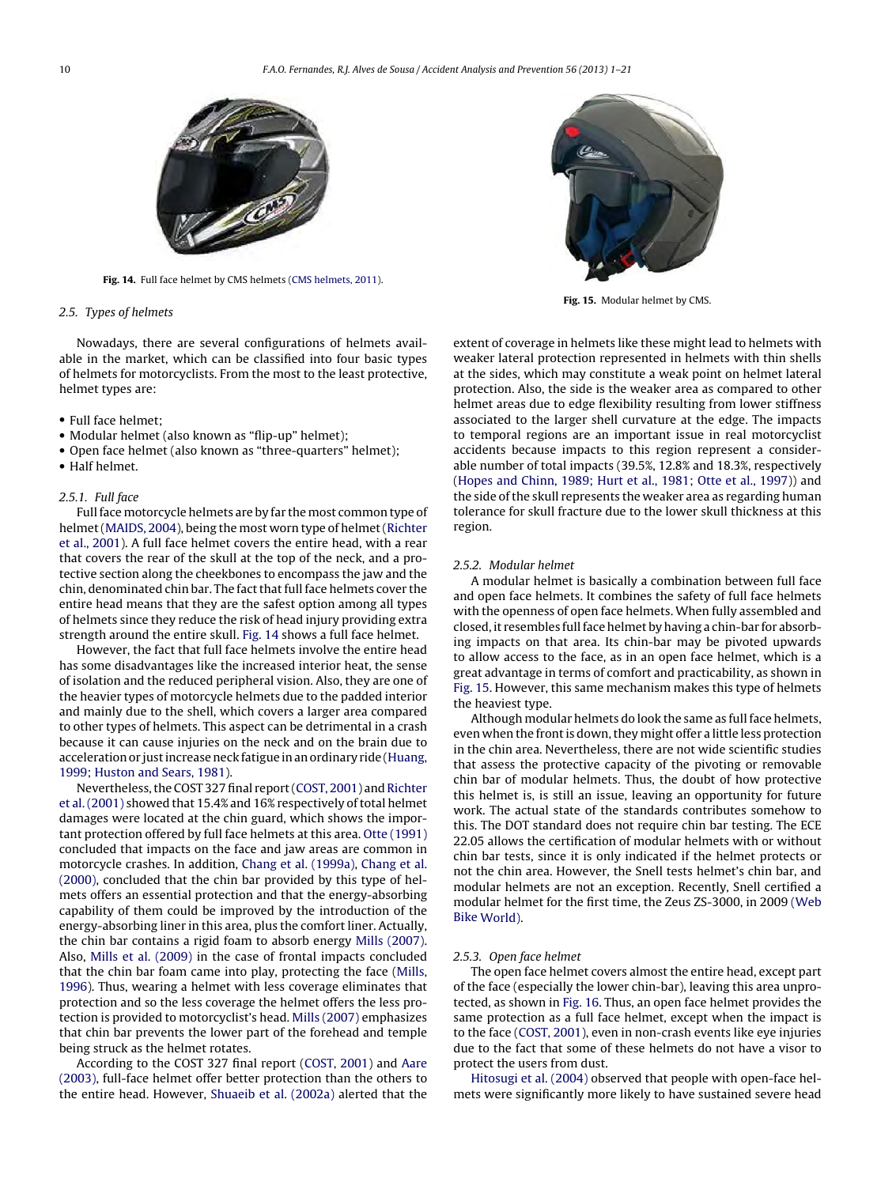Fig. 14. Full face helmet by CMS helmets (CMS helmets, 2011).

Fig. 15. Modular helmet by CMS.

### 2.5. Types of helmets

Nowadays, there are several configurations of helmets available in the market, which can be classified into four basic types of helmets for motorcyclists. From the most to the least protective, helmet types are:

- Full face helmet;
- Modular helmet (also known as "flip-up" helmet);
- Open face helmet (also known as "three-quarters" helmet);
- Half helmet.

#### 2.5.1. Full face

Full face motorcycle helmets are by far the most common type of helmet (MAIDS, 2004), being the most worn type of helmet (Richter et al., 2001). A full face helmet covers the entire head, with a rear that covers the rear of the skull at the top of the neck, and a protective section along the cheekbones to encompass the jaw and the chin, denominated chin bar. The fact that full face helmets cover the entire head means that they are the safest option among all types of helmets since they reduce the risk of head injury providing extra strength around the entire skull. Fig. 14 shows a full face helmet.

However, the fact that full face helmets involve the entire head has some disadvantages like the increased interior heat, the sense of isolation and the reduced peripheral vision. Also, they are one of the heavier types of motorcycle helmets due to the padded interior and mainly due to the shell, which covers a larger area compared to other types of helmets. This aspect can be detrimental in a crash because it can cause injuries on the neck and on the brain due to acceleration or just increase neck fatigue in an ordinary ride (Huang, 1999; Huston and Sears, 1981).

Nevertheless, the COST 327 final report (COST, 2001) and Richter et al. (2001) showed that 15.4% and 16% respectively of total helmet damages were located at the chin guard, which shows the important protection offered by full face helmets at this area. Otte (1991) concluded that impacts on the face and jaw areas are common in motorcycle crashes. In addition, Chang et al. (1999a), Chang et al. (2000), concluded that the chin bar provided by this type of helmets offers an essential protection and that the energy-absorbing capability of them could be improved by the introduction of the energy-absorbing liner in this area, plus the comfort liner. Actually, the chin bar contains a rigid foam to absorb energy Mills (2007). Also, Mills et al. (2009) in the case of frontal impacts concluded that the chin bar foam came into play, protecting the face (Mills, 1996). Thus, wearing a helmet with less coverage eliminates that protection and so the less coverage the helmet offers the less protection is provided to motorcyclist's head. Mills (2007) emphasizes that chin bar prevents the lower part of the forehead and temple being struck as the helmet rotates.

According to the COST 327 final report (COST, 2001) and Aare (2003), full-face helmet offer better protection than the others to the entire head. However, Shuaeib et al. (2002a) alerted that the extent of coverage in helmets like these might lead to helmets with weaker lateral protection represented in helmets with thin shells at the sides, which may constitute a weak point on helmet lateral protection. Also, the side is the weaker area as compared to other helmet areas due to edge flexibility resulting from lower stiffness associated to the larger shell curvature at the edge. The impacts to temporal regions are an important issue in real motorcyclist accidents because impacts to this region represent a considerable number of total impacts (39.5%, 12.8% and 18.3%, respectively (Hopes and Chinn, 1989; Hurt et al., 1981; Otte et al., 1997)) and the side of the skull represents the weaker area as regarding human tolerance for skull fracture due to the lower skull thickness at this region.

#### 2.5.2. Modular helmet

A modular helmet is basically a combination between full face and open face helmets. It combines the safety of full face helmets with the openness of open face helmets. When fully assembled and closed, it resembles full face helmet by having a chin-bar for absorbing impacts on that area. Its chin-bar may be pivoted upwards to allow access to the face, as in an open face helmet, which is a great advantage in terms of comfort and practicability, as shown in Fig. 15. However, this same mechanism makes this type of helmets the heaviest type.

Although modular helmets do look the same as full face helmets, even when the front is down, they might offer a little less protection in the chin area. Nevertheless, there are not wide scientific studies that assess the protective capacity of the pivoting or removable chin bar of modular helmets. Thus, the doubt of how protective this helmet is, is still an issue, leaving an opportunity for future work. The actual state of the standards contributes somehow to this. The DOT standard does not require chin bar testing. The ECE 22.05 allows the certification of modular helmets with or without chin bar tests, since it is only indicated if the helmet protects or not the chin area. However, the Snell tests helmet's chin bar, and modular helmets are not an exception. Recently, Snell certified a modular helmet for the first time, the Zeus ZS-3000, in 2009 (Web Bike World).

#### 2.5.3. Open face helmet

The open face helmet covers almost the entire head, except part of the face (especially the lower chin-bar), leaving this area unprotected, as shown in Fig. 16. Thus, an open face helmet provides the same protection as a full face helmet, except when the impact is to the face (COST, 2001), even in non-crash events like eye injuries due to the fact that some of these helmets do not have a visor to protect the users from dust.

Hitosugi et al. (2004) observed that people with open-face helmets were significantly more likely to have sustained severe head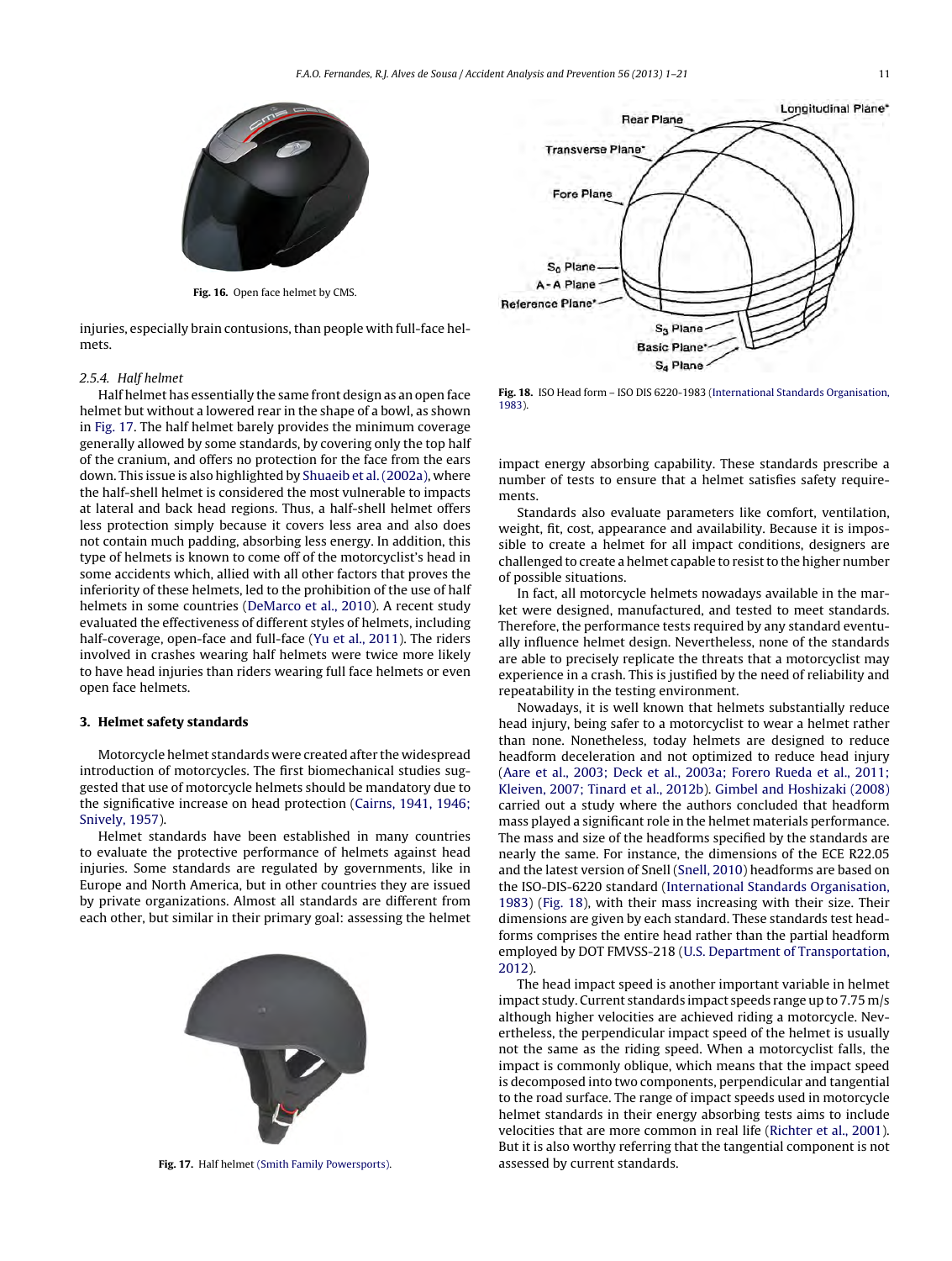Fig. 16. Open face helmet by CMS.

injuries, especially brain contusions, than people with full-face helmets.

### 2.5.4. Half helmet

Half helmet has essentially the same front design as an open face helmet but without a lowered rear in the shape of a bowl, as shown in Fig. 17. The half helmet barely provides the minimum coverage generally allowed by some standards, by covering only the top half of the cranium, and offers no protection for the face from the ears down. This issue is also highlighted by Shuaeib et al. (2002a), where the half-shell helmet is considered the most vulnerable to impacts at lateral and back head regions. Thus, a half-shell helmet offers less protection simply because it covers less area and also does not contain much padding, absorbing less energy. In addition, this type of helmets is known to come off of the motorcyclist's head in some accidents which, allied with all other factors that proves the inferiority of these helmets, led to the prohibition of the use of half helmets in some countries (DeMarco et al., 2010). A recent study evaluated the effectiveness of different styles of helmets, including half-coverage, open-face and full-face (Yu et al., 2011). The riders involved in crashes wearing half helmets were twice more likely to have head injuries than riders wearing full face helmets or even open face helmets.

## 3. Helmet safety standards

Motorcycle helmet standards were created after the widespread introduction of motorcycles. The first biomechanical studies suggested that use of motorcycle helmets should be mandatory due to the significative increase on head protection (Cairns, 1941, 1946; Snively, 1957).

Helmet standards have been established in many countries to evaluate the protective performance of helmets against head injuries. Some standards are regulated by governments, like in Europe and North America, but in other countries they are issued by private organizations. Almost all standards are different from each other, but similar in their primary goal: assessing the helmet impact energy absorbing capability. These standards prescribe a number of tests to ensure that a helmet satisfies safety requirements.

Fig. 17. Half helmet (Smith Family Powersports).

Fig. 18. ISO Head form – ISO DIS 6220-1983 (International Standards Organisation, 1983).

Standards also evaluate parameters like comfort, ventilation, weight, fit, cost, appearance and availability. Because it is impossible to create a helmet for all impact conditions, designers are challenged to create a helmet capable to resist to the higher number of possible situations.

In fact, all motorcycle helmets nowadays available in the market were designed, manufactured, and tested to meet standards. Therefore, the performance tests required by any standard eventually influence helmet design. Nevertheless, none of the standards are able to precisely replicate the threats that a motorcyclist may experience in a crash. This is justified by the need of reliability and repeatability in the testing environment.

Nowadays, it is well known that helmets substantially reduce head injury, being safer to a motorcyclist to wear a helmet rather than none. Nonetheless, today helmets are designed to reduce headform deceleration and not optimized to reduce head injury (Aare et al., 2003; Deck et al., 2003a; Forero Rueda et al., 2011; Kleiven, 2007; Tinard et al., 2012b). Gimbel and Hoshizaki (2008) carried out a study where the authors concluded that headform mass played a significant role in the helmet materials performance. The mass and size of the headforms specified by the standards are nearly the same. For instance, the dimensions of the ECE R22.05 and the latest version of Snell (Snell, 2010) headforms are based on the ISO-DIS-6220 standard (International Standards Organisation, 1983) (Fig. 18), with their mass increasing with their size. Their dimensions are given by each standard. These standards test headforms comprises the entire head rather than the partial headform employed by DOT FMVSS-218 (U.S. Department of Transportation, 2012).

The head impact speed is another important variable in helmet impact study. Current standards impact speeds range up to 7.75 m/s although higher velocities are achieved riding a motorcycle. Nevertheless, the perpendicular impact speed of the helmet is usually not the same as the riding speed. When a motorcyclist falls, the impact is commonly oblique, which means that the impact speed is decomposed into two components, perpendicular and tangential to the road surface. The range of impact speeds used in motorcycle helmet standards in their energy absorbing tests aims to include velocities that are more common in real life (Richter et al., 2001). But it is also worthy referring that the tangential component is not assessed by current standards.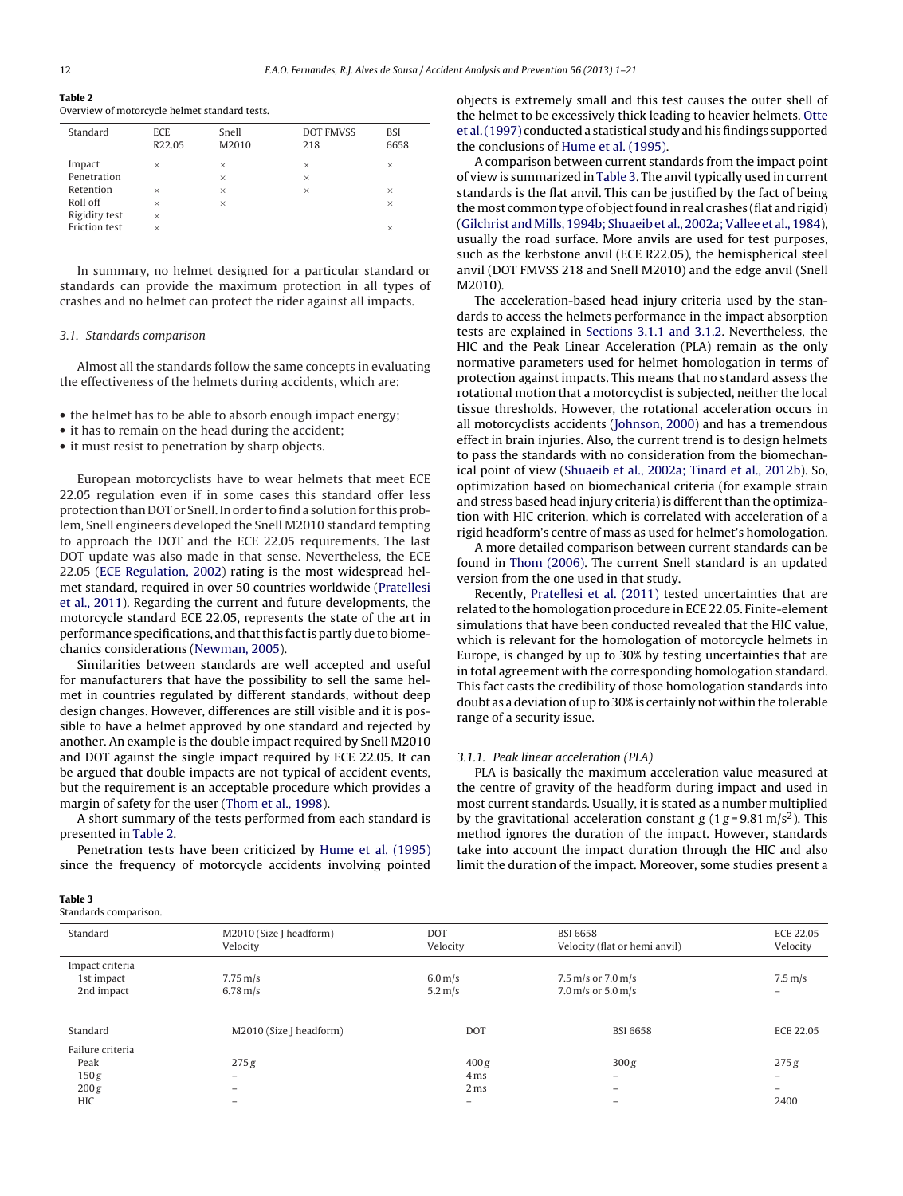**Table 2**
Overview of motorcycle helmet standard tests.

| Standard | ECE R22.05 | Snell M2010 | DOT FMVSS 218 | BSI 6658 |
|---|---|---|---|---|
| Impact | × | × | × | × |
| Penetration | | × | × | |
| Retention | × | × | × | × |
| Roll off | × | × | | × |
| Rigidity test | × | | | |
| Friction test | × | | | × |

In summary, no helmet designed for a particular standard or standards can provide the maximum protection in all types of crashes and no helmet can protect the rider against all impacts.

### 3.1. Standards comparison

Almost all the standards follow the same concepts in evaluating the effectiveness of the helmets during accidents, which are:

- the helmet has to be able to absorb enough impact energy;
- it has to remain on the head during the accident;
- it must resist to penetration by sharp objects.

European motorcyclists have to wear helmets that meet ECE 22.05 regulation even if in some cases this standard offer less protection than DOT or Snell. In order to find a solution for this problem, Snell engineers developed the Snell M2010 standard tempting to approach the DOT and the ECE 22.05 requirements. The last DOT update was also made in that sense. Nevertheless, the ECE 22.05 (ECE Regulation, 2002) rating is the most widespread helmet standard, required in over 50 countries worldwide (Pratellesi et al., 2011). Regarding the current and future developments, the motorcycle standard ECE 22.05, represents the state of the art in performance specifications, and that this fact is partly due to biomechanics considerations (Newman, 2005).

Similarities between standards are well accepted and useful for manufacturers that have the possibility to sell the same helmet in countries regulated by different standards, without deep design changes. However, differences are still visible and it is possible to have a helmet approved by one standard and rejected by another. An example is the double impact required by Snell M2010 and DOT against the single impact required by ECE 22.05. It can be argued that double impacts are not typical of accident events, but the requirement is an acceptable procedure which provides a margin of safety for the user (Thom et al., 1998).

A short summary of the tests performed from each standard is presented in Table 2.

Penetration tests have been criticized by Hume et al. (1995) since the frequency of motorcycle accidents involving pointed objects is extremely small and this test causes the outer shell of the helmet to be excessively thick leading to heavier helmets. Otte et al. (1997) conducted a statistical study and his findings supported the conclusions of Hume et al. (1995).

A comparison between current standards from the impact point of view is summarized in Table 3. The anvil typically used in current standards is the flat anvil. This can be justified by the fact of being the most common type of object found in real crashes (flat and rigid) (Gilchrist and Mills, 1994b; Shuaeib et al., 2002a; Vallee et al., 1984), usually the road surface. More anvils are used for test purposes, such as the kerbstone anvil (ECE R22.05), the hemispherical steel anvil (DOT FMVSS 218 and Snell M2010) and the edge anvil (Snell M2010).

The acceleration-based head injury criteria used by the standards to access the helmets performance in the impact absorption tests are explained in Sections 3.1.1 and 3.1.2. Nevertheless, the HIC and the Peak Linear Acceleration (PLA) remain as the only normative parameters used for helmet homologation in terms of protection against impacts. This means that no standard assess the rotational motion that a motorcyclist is subjected, neither the local tissue thresholds. However, the rotational acceleration occurs in all motorcyclists accidents (Johnson, 2000) and has a tremendous effect in brain injuries. Also, the current trend is to design helmets to pass the standards with no consideration from the biomechanical point of view (Shuaeib et al., 2002a; Tinard et al., 2012b). So, optimization based on biomechanical criteria (for example strain and stress based head injury criteria) is different than the optimization with HIC criterion, which is correlated with acceleration of a rigid headform's centre of mass as used for helmet's homologation.

A more detailed comparison between current standards can be found in Thom (2006). The current Snell standard is an updated version from the one used in that study.

Recently, Pratellesi et al. (2011) tested uncertainties that are related to the homologation procedure in ECE 22.05. Finite-element simulations that have been conducted revealed that the HIC value, which is relevant for the homologation of motorcycle helmets in Europe, is changed by up to 30% by testing uncertainties that are in total agreement with the corresponding homologation standard. This fact casts the credibility of those homologation standards into doubt as a deviation of up to 30% is certainly not within the tolerable range of a security issue.

#### 3.1.1. Peak linear acceleration (PLA)

PLA is basically the maximum acceleration value measured at the centre of gravity of the headform during impact and used in most current standards. Usually, it is stated as a number multiplied by the gravitational acceleration constant $g$ ($1\,g = 9.81\,\text{m/s}^2$). This method ignores the duration of the impact. However, standards take into account the impact duration through the HIC and also limit the duration of the impact. Moreover, some studies present a

**Table 3**
Standards comparison.

| Standard | M2010 (Size J headform) Velocity | DOT Velocity | BSI 6658 Velocity (flat or hemi anvil) | ECE 22.05 Velocity |
|---|---|---|---|---|
| Impact criteria | | | | |
| 1st impact | 7.75 m/s | 6.0 m/s | 7.5 m/s or 7.0 m/s | 7.5 m/s |
| 2nd impact | 6.78 m/s | 5.2 m/s | 7.0 m/s or 5.0 m/s | – |
| **Standard** | **M2010 (Size J headform)** | **DOT** | **BSI 6658** | **ECE 22.05** |
| Failure criteria | | | | |
| Peak | 275 $g$ | 400 $g$ | 300 $g$ | 275 $g$ |
| 150 $g$ | – | 4 ms | – | – |
| 200 $g$ | – | 2 ms | – | – |
| HIC | – | – | – | 2400 |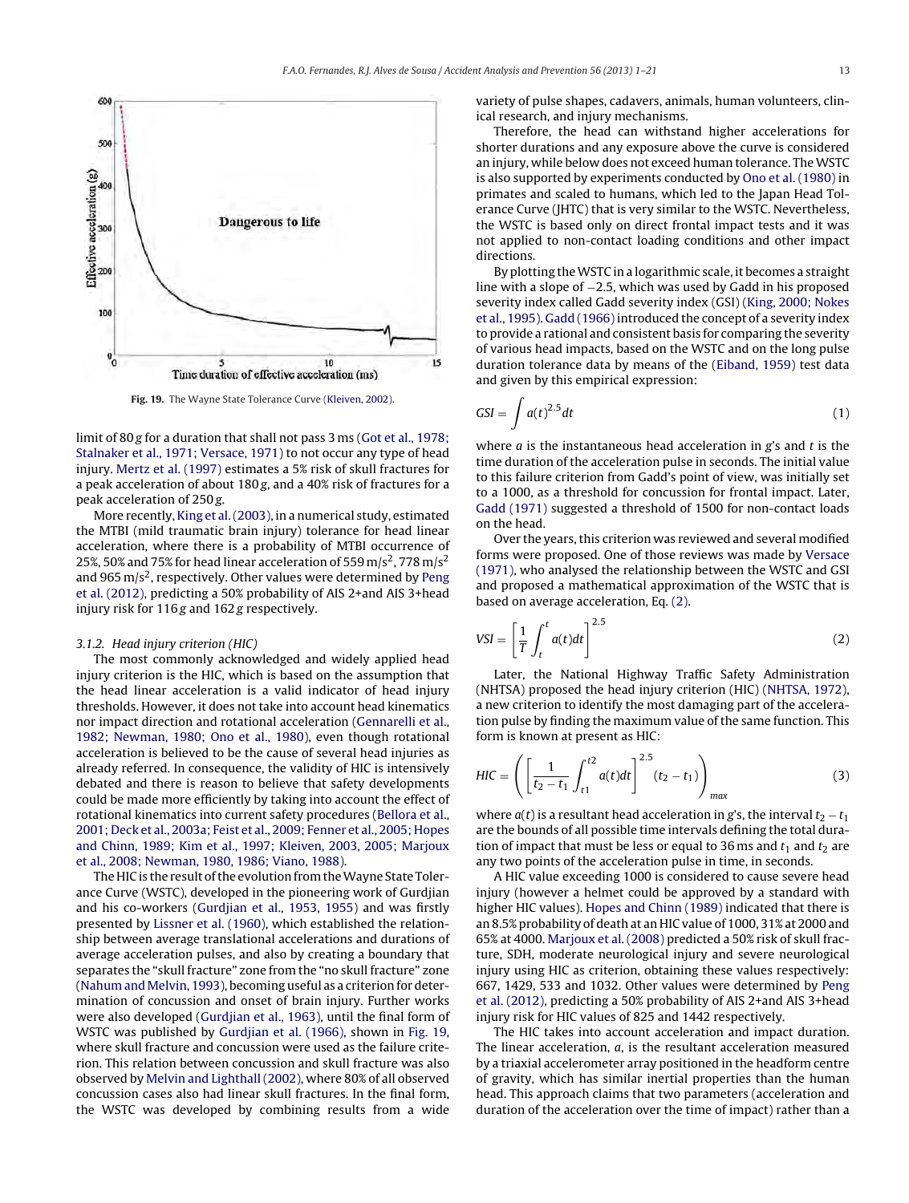Fig. 19. The Wayne State Tolerance Curve (Kleiven, 2002).

limit of 80 *g* for a duration that shall not pass 3 ms (Got et al., 1978; Stalnaker et al., 1971; Versace, 1971) to not occur any type of head injury. Mertz et al. (1997) estimates a 5% risk of skull fractures for a peak acceleration of about 180 *g*, and a 40% risk of fractures for a peak acceleration of 250 *g*.

More recently, King et al. (2003), in a numerical study, estimated the MTBI (mild traumatic brain injury) tolerance for head linear acceleration, where there is a probability of MTBI occurrence of 25%, 50% and 75% for head linear acceleration of 559 $m/s^2$, 778 $m/s^2$ and 965 $m/s^2$, respectively. Other values were determined by Peng et al. (2012), predicting a 50% probability of AIS 2+and AIS 3+head injury risk for 116 *g* and 162 *g* respectively.

#### 3.1.2. Head injury criterion (HIC)

The most commonly acknowledged and widely applied head injury criterion is the HIC, which is based on the assumption that the head linear acceleration is a valid indicator of head injury thresholds. However, it does not take into account head kinematics nor impact direction and rotational acceleration (Gennarelli et al., 1982; Newman, 1980; Ono et al., 1980), even though rotational acceleration is believed to be the cause of several head injuries as already referred. In consequence, the validity of HIC is intensively debated and there is reason to believe that safety developments could be made more efficiently by taking into account the effect of rotational kinematics into current safety procedures (Bellora et al., 2001; Deck et al., 2003a; Feist et al., 2009; Fenner et al., 2005; Hopes and Chinn, 1989; Kim et al., 1997; Kleiven, 2003, 2005; Marjoux et al., 2008; Newman, 1980, 1986; Viano, 1988).

The HIC is the result of the evolution from the Wayne State Tolerance Curve (WSTC), developed in the pioneering work of Gurdjian and his co-workers (Gurdjian et al., 1953, 1955) and was firstly presented by Lissner et al. (1960), which established the relationship between average translational accelerations and durations of average acceleration pulses, and also by creating a boundary that separates the "skull fracture" zone from the "no skull fracture" zone (Nahum and Melvin, 1993), becoming useful as a criterion for determination of concussion and onset of brain injury. Further works were also developed (Gurdjian et al., 1963), until the final form of WSTC was published by Gurdjian et al. (1966), shown in Fig. 19, where skull fracture and concussion were used as the failure criterion. This relation between concussion and skull fracture was also observed by Melvin and Lighthall (2002), where 80% of all observed concussion cases also had linear skull fractures. In the final form, the WSTC was developed by combining results from a wide variety of pulse shapes, cadavers, animals, human volunteers, clinical research, and injury mechanisms.

Therefore, the head can withstand higher accelerations for shorter durations and any exposure above the curve is considered an injury, while below does not exceed human tolerance. The WSTC is also supported by experiments conducted by Ono et al. (1980) in primates and scaled to humans, which led to the Japan Head Tolerance Curve (JHTC) that is very similar to the WSTC. Nevertheless, the WSTC is based only on direct frontal impact tests and it was not applied to non-contact loading conditions and other impact directions.

By plotting the WSTC in a logarithmic scale, it becomes a straight line with a slope of −2.5, which was used by Gadd in his proposed severity index called Gadd severity index (GSI) (King, 2000; Nokes et al., 1995). Gadd (1966) introduced the concept of a severity index to provide a rational and consistent basis for comparing the severity of various head impacts, based on the WSTC and on the long pulse duration tolerance data by means of the (Eiband, 1959) test data and given by this empirical expression:

$$GSI = \int a(t)^{2.5} dt \tag{1}$$

where $a$ is the instantaneous head acceleration in *g*'s and $t$ is the time duration of the acceleration pulse in seconds. The initial value to this failure criterion from Gadd's point of view, was initially set to a 1000, as a threshold for concussion for frontal impact. Later, Gadd (1971) suggested a threshold of 1500 for non-contact loads on the head.

Over the years, this criterion was reviewed and several modified forms were proposed. One of those reviews was made by Versace (1971), who analysed the relationship between the WSTC and GSI and proposed a mathematical approximation of the WSTC that is based on average acceleration, Eq. (2).

$$VSI = \left[\frac{1}{T}\int_{t}^{t} a(t)dt\right]^{2.5} \tag{2}$$

Later, the National Highway Traffic Safety Administration (NHTSA) proposed the head injury criterion (HIC) (NHTSA, 1972), a new criterion to identify the most damaging part of the acceleration pulse by finding the maximum value of the same function. This form is known at present as HIC:

$$HIC = \left(\left[\frac{1}{t_2 - t_1}\int_{t1}^{t2} a(t)dt\right]^{2.5}(t_2 - t_1)\right)_{max} \tag{3}$$

where $a(t)$ is a resultant head acceleration in *g*'s, the interval $t_2 - t_1$ are the bounds of all possible time intervals defining the total duration of impact that must be less or equal to 36 ms and $t_1$ and $t_2$ are any two points of the acceleration pulse in time, in seconds.

A HIC value exceeding 1000 is considered to cause severe head injury (however a helmet could be approved by a standard with higher HIC values). Hopes and Chinn (1989) indicated that there is an 8.5% probability of death at an HIC value of 1000, 31% at 2000 and 65% at 4000. Marjoux et al. (2008) predicted a 50% risk of skull fracture, SDH, moderate neurological injury and severe neurological injury using HIC as criterion, obtaining these values respectively: 667, 1429, 533 and 1032. Other values were determined by Peng et al. (2012), predicting a 50% probability of AIS 2+and AIS 3+head injury risk for HIC values of 825 and 1442 respectively.

The HIC takes into account acceleration and impact duration. The linear acceleration, $a$, is the resultant acceleration measured by a triaxial accelerometer array positioned in the headform centre of gravity, which has similar inertial properties than the human head. This approach claims that two parameters (acceleration and duration of the acceleration over the time of impact) rather than a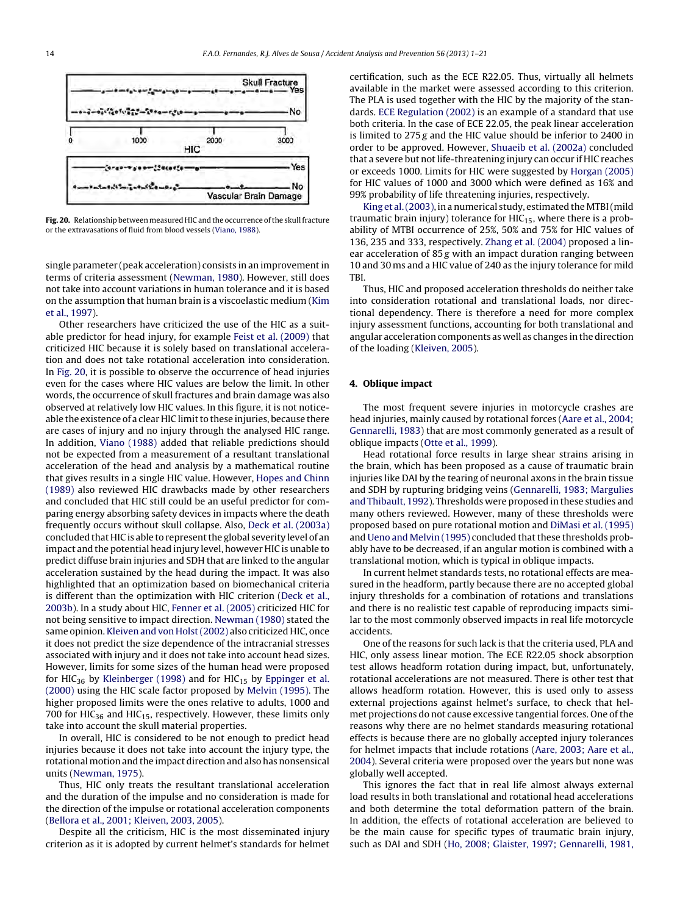Fig. 20. Relationship between measured HIC and the occurrence of the skull fracture or the extravasations of fluid from blood vessels (Viano, 1988).

single parameter (peak acceleration) consists in an improvement in terms of criteria assessment (Newman, 1980). However, still does not take into account variations in human tolerance and it is based on the assumption that human brain is a viscoelastic medium (Kim et al., 1997).

Other researchers have criticized the use of the HIC as a suitable predictor for head injury, for example Feist et al. (2009) that criticized HIC because it is solely based on translational acceleration and does not take rotational acceleration into consideration. In Fig. 20, it is possible to observe the occurrence of head injuries even for the cases where HIC values are below the limit. In other words, the occurrence of skull fractures and brain damage was also observed at relatively low HIC values. In this figure, it is not noticeable the existence of a clear HIC limit to these injuries, because there are cases of injury and no injury through the analysed HIC range. In addition, Viano (1988) added that reliable predictions should not be expected from a measurement of a resultant translational acceleration of the head and analysis by a mathematical routine that gives results in a single HIC value. However, Hopes and Chinn (1989) also reviewed HIC drawbacks made by other researchers and concluded that HIC still could be an useful predictor for comparing energy absorbing safety devices in impacts where the death frequently occurs without skull collapse. Also, Deck et al. (2003a) concluded that HIC is able to represent the global severity level of an impact and the potential head injury level, however HIC is unable to predict diffuse brain injuries and SDH that are linked to the angular acceleration sustained by the head during the impact. It was also highlighted that an optimization based on biomechanical criteria is different than the optimization with HIC criterion (Deck et al., 2003b). In a study about HIC, Fenner et al. (2005) criticized HIC for not being sensitive to impact direction. Newman (1980) stated the same opinion. Kleiven and von Holst (2002) also criticized HIC, once it does not predict the size dependence of the intracranial stresses associated with injury and it does not take into account head sizes. However, limits for some sizes of the human head were proposed for $HIC_{36}$ by Kleinberger (1998) and for $HIC_{15}$ by Eppinger et al. (2000) using the HIC scale factor proposed by Melvin (1995). The higher proposed limits were the ones relative to adults, 1000 and 700 for $HIC_{36}$ and $HIC_{15}$, respectively. However, these limits only take into account the skull material properties.

In overall, HIC is considered to be not enough to predict head injuries because it does not take into account the injury type, the rotational motion and the impact direction and also has nonsensical units (Newman, 1975).

Thus, HIC only treats the resultant translational acceleration and the duration of the impulse and no consideration is made for the direction of the impulse or rotational acceleration components (Bellora et al., 2001; Kleiven, 2003, 2005).

Despite all the criticism, HIC is the most disseminated injury criterion as it is adopted by current helmet's standards for helmet certification, such as the ECE R22.05. Thus, virtually all helmets available in the market were assessed according to this criterion. The PLA is used together with the HIC by the majority of the standards. ECE Regulation (2002) is an example of a standard that use both criteria. In the case of ECE 22.05, the peak linear acceleration is limited to 275 *g* and the HIC value should be inferior to 2400 in order to be approved. However, Shuaeib et al. (2002a) concluded that a severe but not life-threatening injury can occur if HIC reaches or exceeds 1000. Limits for HIC were suggested by Horgan (2005) for HIC values of 1000 and 3000 which were defined as 16% and 99% probability of life threatening injuries, respectively.

King et al. (2003), in a numerical study, estimated the MTBI (mild traumatic brain injury) tolerance for $HIC_{15}$, where there is a probability of MTBI occurrence of 25%, 50% and 75% for HIC values of 136, 235 and 333, respectively. Zhang et al. (2004) proposed a linear acceleration of 85 *g* with an impact duration ranging between 10 and 30 ms and a HIC value of 240 as the injury tolerance for mild TBI.

Thus, HIC and proposed acceleration thresholds do neither take into consideration rotational and translational loads, nor directional dependency. There is therefore a need for more complex injury assessment functions, accounting for both translational and angular acceleration components as well as changes in the direction of the loading (Kleiven, 2005).

## 4. Oblique impact

The most frequent severe injuries in motorcycle crashes are head injuries, mainly caused by rotational forces (Aare et al., 2004; Gennarelli, 1983) that are most commonly generated as a result of oblique impacts (Otte et al., 1999).

Head rotational force results in large shear strains arising in the brain, which has been proposed as a cause of traumatic brain injuries like DAI by the tearing of neuronal axons in the brain tissue and SDH by rupturing bridging veins (Gennarelli, 1983; Margulies and Thibault, 1992). Thresholds were proposed in these studies and many others reviewed. However, many of these thresholds were proposed based on pure rotational motion and DiMasi et al. (1995) and Ueno and Melvin (1995) concluded that these thresholds probably have to be decreased, if an angular motion is combined with a translational motion, which is typical in oblique impacts.

In current helmet standards tests, no rotational effects are measured in the headform, partly because there are no accepted global injury thresholds for a combination of rotations and translations and there is no realistic test capable of reproducing impacts similar to the most commonly observed impacts in real life motorcycle accidents.

One of the reasons for such lack is that the criteria used, PLA and HIC, only assess linear motion. The ECE R22.05 shock absorption test allows headform rotation during impact, but, unfortunately, rotational accelerations are not measured. There is other test that allows headform rotation. However, this is used only to assess external projections against helmet's surface, to check that helmet projections do not cause excessive tangential forces. One of the reasons why there are no helmet standards measuring rotational effects is because there are no globally accepted injury tolerances for helmet impacts that include rotations (Aare, 2003; Aare et al., 2004). Several criteria were proposed over the years but none was globally well accepted.

This ignores the fact that in real life almost always external load results in both translational and rotational head accelerations and both determine the total deformation pattern of the brain. In addition, the effects of rotational acceleration are believed to be the main cause for specific types of traumatic brain injury, such as DAI and SDH (Ho, 2008; Glaister, 1997; Gennarelli, 1981,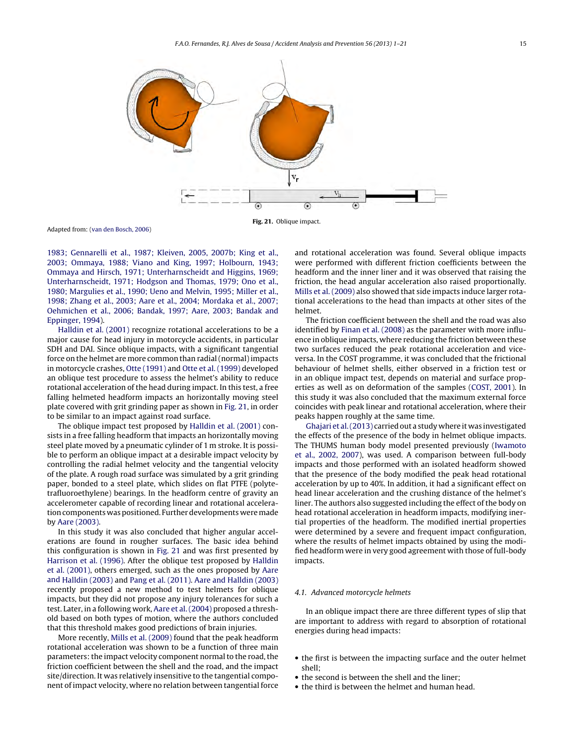Fig. 21. Oblique impact.

Adapted from: (van den Bosch, 2006)

1983; Gennarelli et al., 1987; Kleiven, 2005, 2007b; King et al., 2003; Ommaya, 1988; Viano and King, 1997; Holbourn, 1943; Ommaya and Hirsch, 1971; Unterharnscheidt and Higgins, 1969; Unterharnscheidt, 1971; Hodgson and Thomas, 1979; Ono et al., 1980; Margulies et al., 1990; Ueno and Melvin, 1995; Miller et al., 1998; Zhang et al., 2003; Aare et al., 2004; Mordaka et al., 2007; Oehmichen et al., 2006; Bandak, 1997; Aare, 2003; Bandak and Eppinger, 1994).

Halldin et al. (2001) recognize rotational accelerations to be a major cause for head injury in motorcycle accidents, in particular SDH and DAI. Since oblique impacts, with a significant tangential force on the helmet are more common than radial (normal) impacts in motorcycle crashes, Otte (1991) and Otte et al. (1999) developed an oblique test procedure to assess the helmet's ability to reduce rotational acceleration of the head during impact. In this test, a free falling helmeted headform impacts an horizontally moving steel plate covered with grit grinding paper as shown in Fig. 21, in order to be similar to an impact against road surface.

The oblique impact test proposed by Halldin et al. (2001) consists in a free falling headform that impacts an horizontally moving steel plate moved by a pneumatic cylinder of 1 m stroke. It is possible to perform an oblique impact at a desirable impact velocity by controlling the radial helmet velocity and the tangential velocity of the plate. A rough road surface was simulated by a grit grinding paper, bonded to a steel plate, which slides on flat PTFE (polytetrafluoroethylene) bearings. In the headform centre of gravity an accelerometer capable of recording linear and rotational acceleration components was positioned. Further developments were made by Aare (2003).

In this study it was also concluded that higher angular accelerations are found in rougher surfaces. The basic idea behind this configuration is shown in Fig. 21 and was first presented by Harrison et al. (1996). After the oblique test proposed by Halldin et al. (2001), others emerged, such as the ones proposed by Aare and Halldin (2003) and Pang et al. (2011). Aare and Halldin (2003) recently proposed a new method to test helmets for oblique impacts, but they did not propose any injury tolerances for such a test. Later, in a following work, Aare et al. (2004) proposed a threshold based on both types of motion, where the authors concluded that this threshold makes good predictions of brain injuries.

More recently, Mills et al. (2009) found that the peak headform rotational acceleration was shown to be a function of three main parameters: the impact velocity component normal to the road, the friction coefficient between the shell and the road, and the impact site/direction. It was relatively insensitive to the tangential component of impact velocity, where no relation between tangential force and rotational acceleration was found. Several oblique impacts were performed with different friction coefficients between the headform and the inner liner and it was observed that raising the friction, the head angular acceleration also raised proportionally. Mills et al. (2009) also showed that side impacts induce larger rotational accelerations to the head than impacts at other sites of the helmet.

The friction coefficient between the shell and the road was also identified by Finan et al. (2008) as the parameter with more influence in oblique impacts, where reducing the friction between these two surfaces reduced the peak rotational acceleration and vice-versa. In the COST programme, it was concluded that the frictional behaviour of helmet shells, either observed in a friction test or in an oblique impact test, depends on material and surface properties as well as on deformation of the samples (COST, 2001). In this study it was also concluded that the maximum external force coincides with peak linear and rotational acceleration, where their peaks happen roughly at the same time.

Ghajari et al. (2013) carried out a study where it was investigated the effects of the presence of the body in helmet oblique impacts. The THUMS human body model presented previously (Iwamoto et al., 2002, 2007), was used. A comparison between full-body impacts and those performed with an isolated headform showed that the presence of the body modified the peak head rotational acceleration by up to 40%. In addition, it had a significant effect on head linear acceleration and the crushing distance of the helmet's liner. The authors also suggested including the effect of the body on head rotational acceleration in headform impacts, modifying inertial properties of the headform. The modified inertial properties were determined by a severe and frequent impact configuration, where the results of helmet impacts obtained by using the modified headform were in very good agreement with those of full-body impacts.

### 4.1. Advanced motorcycle helmets

In an oblique impact there are three different types of slip that are important to address with regard to absorption of rotational energies during head impacts:

- the first is between the impacting surface and the outer helmet shell;
- the second is between the shell and the liner;
- the third is between the helmet and human head.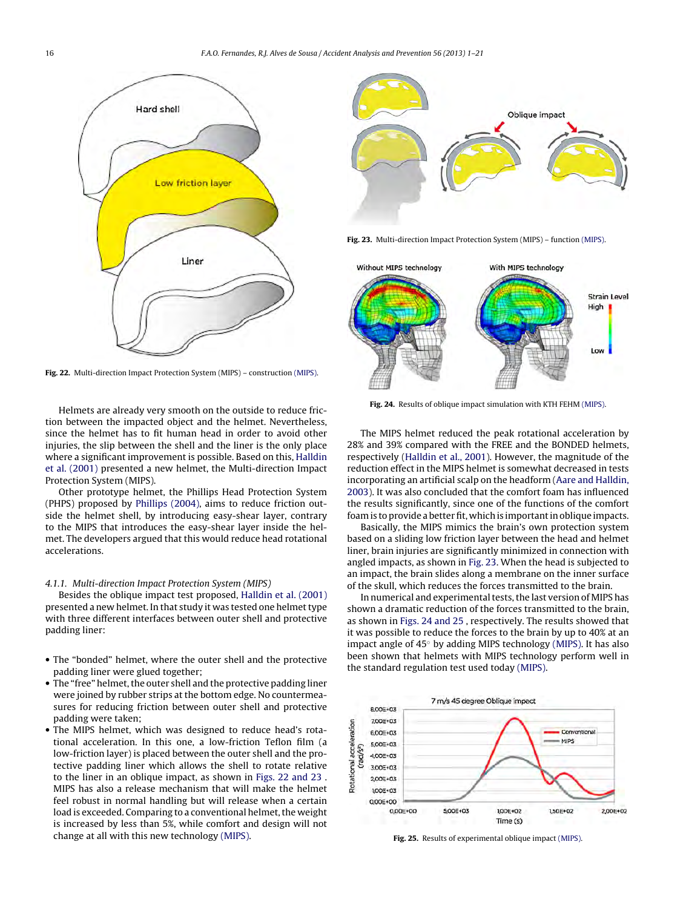Fig. 22. Multi-direction Impact Protection System (MIPS) – construction (MIPS).

Helmets are already very smooth on the outside to reduce friction between the impacted object and the helmet. Nevertheless, since the helmet has to fit human head in order to avoid other injuries, the slip between the shell and the liner is the only place where a significant improvement is possible. Based on this, Halldin et al. (2001) presented a new helmet, the Multi-direction Impact Protection System (MIPS).

Other prototype helmet, the Phillips Head Protection System (PHPS) proposed by Phillips (2004), aims to reduce friction outside the helmet shell, by introducing easy-shear layer, contrary to the MIPS that introduces the easy-shear layer inside the helmet. The developers argued that this would reduce head rotational accelerations.

### 4.1.1. Multi-direction Impact Protection System (MIPS)

Besides the oblique impact test proposed, Halldin et al. (2001) presented a new helmet. In that study it was tested one helmet type with three different interfaces between outer shell and protective padding liner:

- The "bonded" helmet, where the outer shell and the protective padding liner were glued together;
- The "free" helmet, the outer shell and the protective padding liner were joined by rubber strips at the bottom edge. No countermeasures for reducing friction between outer shell and protective padding were taken;
- The MIPS helmet, which was designed to reduce head's rotational acceleration. In this one, a low-friction Teflon film (a low-friction layer) is placed between the outer shell and the protective padding liner which allows the shell to rotate relative to the liner in an oblique impact, as shown in Figs. 22 and 23 . MIPS has also a release mechanism that will make the helmet feel robust in normal handling but will release when a certain load is exceeded. Comparing to a conventional helmet, the weight is increased by less than 5%, while comfort and design will not change at all with this new technology (MIPS).

Fig. 23. Multi-direction Impact Protection System (MIPS) – function (MIPS).

Fig. 24. Results of oblique impact simulation with KTH FEHM (MIPS).

The MIPS helmet reduced the peak rotational acceleration by 28% and 39% compared with the FREE and the BONDED helmets, respectively (Halldin et al., 2001). However, the magnitude of the reduction effect in the MIPS helmet is somewhat decreased in tests incorporating an artificial scalp on the headform (Aare and Halldin, 2003). It was also concluded that the comfort foam has influenced the results significantly, since one of the functions of the comfort foam is to provide a better fit, which is important in oblique impacts.

Basically, the MIPS mimics the brain's own protection system based on a sliding low friction layer between the head and helmet liner, brain injuries are significantly minimized in connection with angled impacts, as shown in Fig. 23. When the head is subjected to an impact, the brain slides along a membrane on the inner surface of the skull, which reduces the forces transmitted to the brain.

In numerical and experimental tests, the last version of MIPS has shown a dramatic reduction of the forces transmitted to the brain, as shown in Figs. 24 and 25 , respectively. The results showed that it was possible to reduce the forces to the brain by up to 40% at an impact angle of 45° by adding MIPS technology (MIPS). It has also been shown that helmets with MIPS technology perform well in the standard regulation test used today (MIPS).

Fig. 25. Results of experimental oblique impact (MIPS).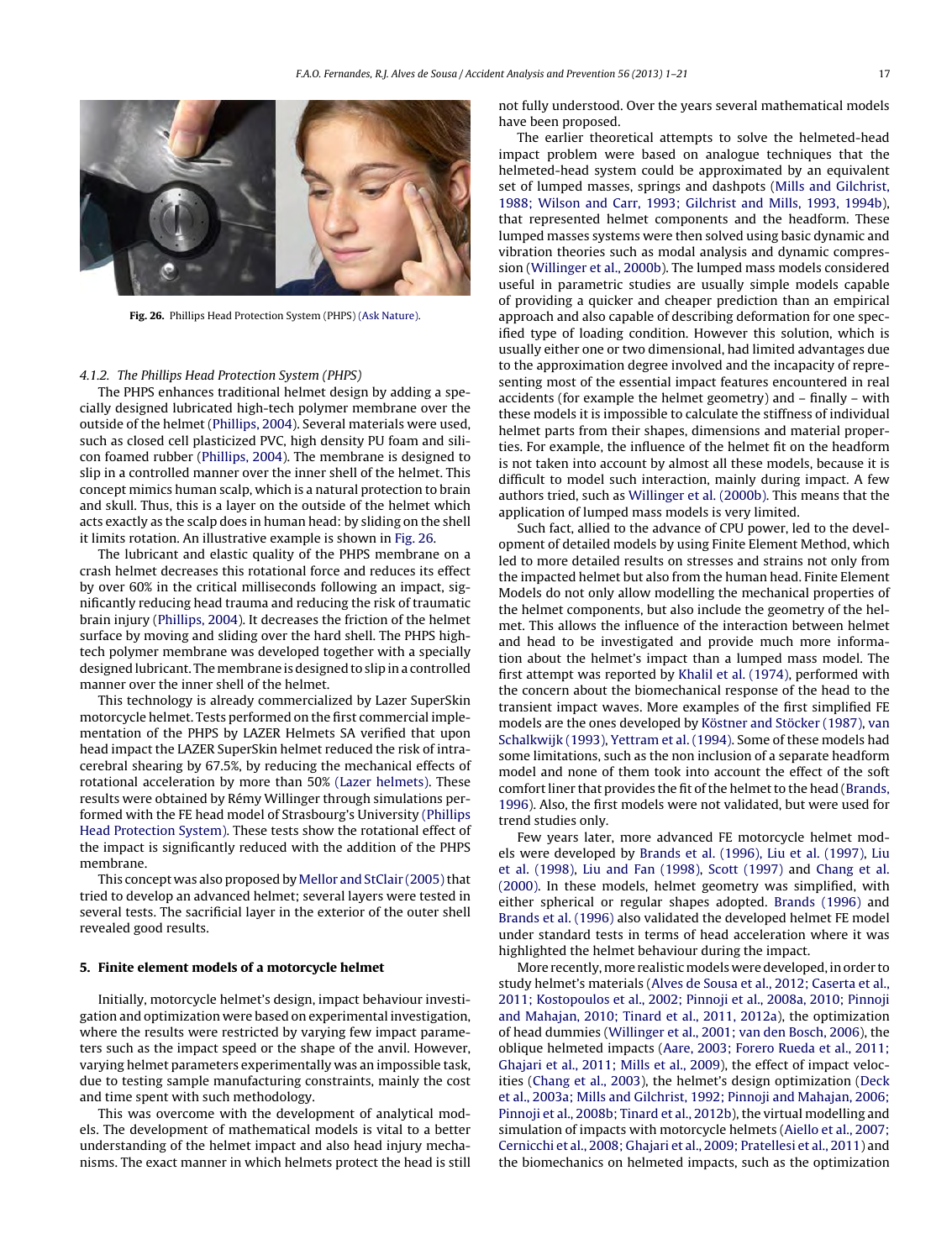Fig. 26. Phillips Head Protection System (PHPS) (Ask Nature).

### 4.1.2. The Phillips Head Protection System (PHPS)

The PHPS enhances traditional helmet design by adding a specially designed lubricated high-tech polymer membrane over the outside of the helmet (Phillips, 2004). Several materials were used, such as closed cell plasticized PVC, high density PU foam and silicon foamed rubber (Phillips, 2004). The membrane is designed to slip in a controlled manner over the inner shell of the helmet. This concept mimics human scalp, which is a natural protection to brain and skull. Thus, this is a layer on the outside of the helmet which acts exactly as the scalp does in human head: by sliding on the shell it limits rotation. An illustrative example is shown in Fig. 26.

The lubricant and elastic quality of the PHPS membrane on a crash helmet decreases this rotational force and reduces its effect by over 60% in the critical milliseconds following an impact, significantly reducing head trauma and reducing the risk of traumatic brain injury (Phillips, 2004). It decreases the friction of the helmet surface by moving and sliding over the hard shell. The PHPS high-tech polymer membrane was developed together with a specially designed lubricant. The membrane is designed to slip in a controlled manner over the inner shell of the helmet.

This technology is already commercialized by Lazer SuperSkin motorcycle helmet. Tests performed on the first commercial implementation of the PHPS by LAZER Helmets SA verified that upon head impact the LAZER SuperSkin helmet reduced the risk of intracerebral shearing by 67.5%, by reducing the mechanical effects of rotational acceleration by more than 50% (Lazer helmets). These results were obtained by Rémy Willinger through simulations performed with the FE head model of Strasbourg's University (Phillips Head Protection System). These tests show the rotational effect of the impact is significantly reduced with the addition of the PHPS membrane.

This concept was also proposed by Mellor and StClair (2005) that tried to develop an advanced helmet; several layers were tested in several tests. The sacrificial layer in the exterior of the outer shell revealed good results.

## 5. Finite element models of a motorcycle helmet

Initially, motorcycle helmet's design, impact behaviour investigation and optimization were based on experimental investigation, where the results were restricted by varying few impact parameters such as the impact speed or the shape of the anvil. However, varying helmet parameters experimentally was an impossible task, due to testing sample manufacturing constraints, mainly the cost and time spent with such methodology.

This was overcome with the development of analytical models. The development of mathematical models is vital to a better understanding of the helmet impact and also head injury mechanisms. The exact manner in which helmets protect the head is still not fully understood. Over the years several mathematical models have been proposed.

The earlier theoretical attempts to solve the helmeted-head impact problem were based on analogue techniques that the helmeted-head system could be approximated by an equivalent set of lumped masses, springs and dashpots (Mills and Gilchrist, 1988; Wilson and Carr, 1993; Gilchrist and Mills, 1993, 1994b), that represented helmet components and the headform. These lumped masses systems were then solved using basic dynamic and vibration theories such as modal analysis and dynamic compression (Willinger et al., 2000b). The lumped mass models considered useful in parametric studies are usually simple models capable of providing a quicker and cheaper prediction than an empirical approach and also capable of describing deformation for one specified type of loading condition. However this solution, which is usually either one or two dimensional, had limited advantages due to the approximation degree involved and the incapacity of representing most of the essential impact features encountered in real accidents (for example the helmet geometry) and – finally – with these models it is impossible to calculate the stiffness of individual helmet parts from their shapes, dimensions and material properties. For example, the influence of the helmet fit on the headform is not taken into account by almost all these models, because it is difficult to model such interaction, mainly during impact. A few authors tried, such as Willinger et al. (2000b). This means that the application of lumped mass models is very limited.

Such fact, allied to the advance of CPU power, led to the development of detailed models by using Finite Element Method, which led to more detailed results on stresses and strains not only from the impacted helmet but also from the human head. Finite Element Models do not only allow modelling the mechanical properties of the helmet components, but also include the geometry of the helmet. This allows the influence of the interaction between helmet and head to be investigated and provide much more information about the helmet's impact than a lumped mass model. The first attempt was reported by Khalil et al. (1974), performed with the concern about the biomechanical response of the head to the transient impact waves. More examples of the first simplified FE models are the ones developed by Köstner and Stöcker (1987), van Schalkwijk (1993), Yettram et al. (1994). Some of these models had some limitations, such as the non inclusion of a separate headform model and none of them took into account the effect of the soft comfort liner that provides the fit of the helmet to the head (Brands, 1996). Also, the first models were not validated, but were used for trend studies only.

Few years later, more advanced FE motorcycle helmet models were developed by Brands et al. (1996), Liu et al. (1997), Liu et al. (1998), Liu and Fan (1998), Scott (1997) and Chang et al. (2000). In these models, helmet geometry was simplified, with either spherical or regular shapes adopted. Brands (1996) and Brands et al. (1996) also validated the developed helmet FE model under standard tests in terms of head acceleration where it was highlighted the helmet behaviour during the impact.

More recently, more realistic models were developed, in order to study helmet's materials (Alves de Sousa et al., 2012; Caserta et al., 2011; Kostopoulos et al., 2002; Pinnoji et al., 2008a, 2010; Pinnoji and Mahajan, 2010; Tinard et al., 2011, 2012a), the optimization of head dummies (Willinger et al., 2001; van den Bosch, 2006), the oblique helmeted impacts (Aare, 2003; Forero Rueda et al., 2011; Ghajari et al., 2011; Mills et al., 2009), the effect of impact velocities (Chang et al., 2003), the helmet's design optimization (Deck et al., 2003a; Mills and Gilchrist, 1992; Pinnoji and Mahajan, 2006; Pinnoji et al., 2008b; Tinard et al., 2012b), the virtual modelling and simulation of impacts with motorcycle helmets (Aiello et al., 2007; Cernicchi et al., 2008; Ghajari et al., 2009; Pratellesi et al., 2011) and the biomechanics on helmeted impacts, such as the optimization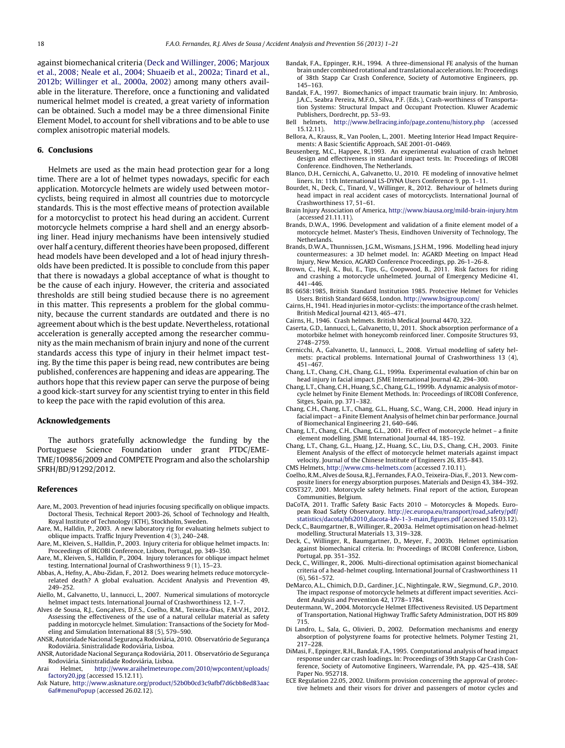against biomechanical criteria (Deck and Willinger, 2006; Marjoux et al., 2008; Neale et al., 2004; Shuaeib et al., 2002a; Tinard et al., 2012b; Willinger et al., 2000a, 2002) among many others available in the literature. Therefore, once a functioning and validated numerical helmet model is created, a great variety of information can be obtained. Such a model may be a three dimensional Finite Element Model, to account for shell vibrations and to be able to use complex anisotropic material models.

## 6. Conclusions

Helmets are used as the main head protection gear for a long time. There are a lot of helmet types nowadays, specific for each application. Motorcycle helmets are widely used between motorcyclists, being required in almost all countries due to motorcycle standards. This is the most effective means of protection available for a motorcyclist to protect his head during an accident. Current motorcycle helmets comprise a hard shell and an energy absorbing liner. Head injury mechanisms have been intensively studied over half a century, different theories have been proposed, different head models have been developed and a lot of head injury thresholds have been predicted. It is possible to conclude from this paper that there is nowadays a global acceptance of what is thought to be the cause of each injury. However, the criteria and associated thresholds are still being studied because there is no agreement in this matter. This represents a problem for the global community, because the current standards are outdated and there is no agreement about which is the best update. Nevertheless, rotational acceleration is generally accepted among the researcher community as the main mechanism of brain injury and none of the current standards access this type of injury in their helmet impact testing. By the time this paper is being read, new contributes are being published, conferences are happening and ideas are appearing. The authors hope that this review paper can serve the purpose of being a good kick-start survey for any scientist trying to enter in this field to keep the pace with the rapid evolution of this area.

## Acknowledgements

The authors gratefully acknowledge the funding by the Portuguese Science Foundation under grant PTDC/EME-TME/109856/2009 and COMPETE Program and also the scholarship SFRH/BD/91292/2012.

## References

Aare, M., 2003. Prevention of head injuries focusing specifically on oblique impacts. Doctoral Thesis, Technical Report 2003-26, School of Technology and Health, Royal Institute of Technology (KTH), Stockholm, Sweden.

Aare, M., Halldin, P., 2003. A new laboratory rig for evaluating helmets subject to oblique impacts. Traffic Injury Prevention 4 (3), 240–248.

Aare, M., Kleiven, S., Halldin, P., 2003. Injury criteria for oblique helmet impacts. In: Proceedings of IRCOBI Conference, Lisbon, Portugal, pp. 349–350.

Aare, M., Kleiven, S., Halldin, P., 2004. Injury tolerances for oblique impact helmet testing. International Journal of Crashworthiness 9 (1), 15–23.

Abbas, A., Hefny, A., Abu-Zidan, F., 2012. Does wearing helmets reduce motorcycle-related death? A global evaluation. Accident Analysis and Prevention 49, 249–252.

Aiello, M., Galvanetto, U., Iannucci, L., 2007. Numerical simulations of motorcycle helmet impact tests. International Journal of Crashworthiness 12, 1–7.

Alves de Sousa, R.J., Gonçalves, D.F.S., Coelho, R.M., Teixeira-Dias, F.M.V.H., 2012. Assessing the effectiveness of the use of a natural cellular material as safety padding in motorcycle helmet. Simulation: Transactions of the Society for Modeling and Simulation International 88 (5), 579–590.

ANSR, Autoridade Nacional Segurança Rodoviária, 2010. Observatório de Segurança Rodoviária. Sinistralidade Rodoviária, Lisboa.

ANSR, Autoridade Nacional Segurança Rodoviária, 2011. Observatório de Segurança Rodoviária. Sinistralidade Rodoviária, Lisboa.

Arai Helmet, http://www.araihelmeteurope.com/2010/wpcontent/uploads/factory20.jpg (accessed 15.12.11).

Ask Nature, http://www.asknature.org/product/52b0b0cd3c9afbf7d6cbb8ed83aac6af#menuPopup (accessed 26.02.12).

Bandak, F.A., Eppinger, R.H., 1994. A three-dimensional FE analysis of the human brain under combined rotational and translational accelerations. In: Proceedings of 38th Stapp Car Crash Conference, Society of Automotive Engineers, pp. 145–163.

Bandak, F.A., 1997. Biomechanics of impact traumatic brain injury. In: Ambrosio, J.A.C., Seabra Pereira, M.F.O., Silva, P.F. (Eds.), Crash-worthiness of Transportation Systems: Structural Impact and Occupant Protection. Kluwer Academic Publishers, Dordrecht, pp. 53–93.

Bell helmets, http://www.bellracing.info/page_contenu/history.php (accessed 15.12.11).

Bellora, A., Krauss, R., Van Poolen, L., 2001. Meeting Interior Head Impact Requirements: A Basic Scientific Approach, SAE 2001-01-0469.

Beusenberg, M.C., Happee, R.,1993. An experimental evaluation of crash helmet design and effectiveness in standard impact tests. In: Proceedings of IRCOBI Conference. Eindhoven, The Netherlands.

Blanco, D.H., Cernicchi, A., Galvanetto, U., 2010. FE modeling of innovative helmet liners. In: 11th International LS-DYNA Users Conference 9, pp. 1–11.

Bourdet, N., Deck, C., Tinard, V., Willinger, R., 2012. Behaviour of helmets during head impact in real accident cases of motorcyclists. International Journal of Crashworthiness 17, 51–61.

Brain Injury Association of America, http://www.biausa.org/mild-brain-injury.htm (accessed 21.11.11).

Brands, D.W.A., 1996. Development and validation of a finite element model of a motorcycle helmet. Master's Thesis, Eindhoven University of Technology, The Netherlands.

Brands, D.W.A., Thunnissen, J.G.M., Wismans, J.S.H.M., 1996. Modelling head injury countermeasures: a 3D helmet model. In: AGARD Meeting on Impact Head Injury, New Mexico, AGARD Conference Proceedings, pp. 26-1–26-8.

Brown, C., Hejl, K., Bui, E., Tips, G., Coopwood, B., 2011. Risk factors for riding and crashing a motorcycle unhelmeted. Journal of Emergency Medicine 41, 441–446.

BS 6658:1985, British Standard Institution 1985. Protective Helmet for Vehicles Users. British Standard 6658, London. http://www.bsigroup.com/

Cairns, H., 1941. Head injuries in motor-cyclists: the importance of the crash helmet. British Medical Journal 4213, 465–471.

Cairns, H., 1946. Crash helmets. British Medical Journal 4470, 322.

Caserta, G.D., Iannucci, L., Galvanetto, U., 2011. Shock absorption performance of a motorbike helmet with honeycomb reinforced liner. Composite Structures 93, 2748–2759.

Cernicchi, A., Galvanetto, U., Iannucci, L., 2008. Virtual modelling of safety helmets: practical problems. International Journal of Crashworthiness 13 (4), 451–467.

Chang, L.T., Chang, C.H., Chang, G.L., 1999a. Experimental evaluation of chin bar on head injury in facial impact. JSME International Journal 42, 294–300.

Chang, L.T., Chang, C.H., Huang, S.C., Chang, G.L., 1999b. A dynamic analysis of motorcycle helmet by Finite Element Methods. In: Proceedings of IRCOBI Conference, Sitges, Spain, pp. 371–382.

Chang, C.H., Chang, L.T., Chang, G.L., Huang, S.C., Wang, C.H., 2000. Head injury in facial impact – a Finite Element Analysis of helmet chin bar performance. Journal of Biomechanical Engineering 21, 640–646.

Chang, L.T., Chang, C.H., Chang, G.L., 2001. Fit effect of motorcycle helmet – a finite element modelling. JSME International Journal 44, 185–192.

Chang, L.T., Chang, G.L., Huang, J.Z., Huang, S.C., Liu, D.S., Chang, C.H., 2003. Finite Element Analysis of the effect of motorcycle helmet materials against impact velocity. Journal of the Chinese Institute of Engineers 26, 835–843.

CMS Helmets, http://www.cms-helmets.com (accessed 7.10.11).

Coelho, R.M., Alves de Sousa, R.J., Fernandes, F.A.O., Teixeira-Dias, F., 2013. New composite liners for energy absorption purposes. Materials and Design 43, 384–392.

COST327, 2001. Motorcycle safety helmets. Final report of the action, European Communities, Belgium.

DaCoTA, 2011. Traffic Safety Basic Facts 2010 – Motorcycles & Mopeds. European Road Safety Observatory. http://ec.europa.eu/transport/road_safety/pdf/statistics/dacota/bfs2010_dacota-kfv-1-3-main_figures.pdf (accessed 15.03.12).

Deck, C., Baumgartner, B., Willinger, R., 2003a. Helmet optimisation on head-helmet modelling. Structural Materials 13, 319–328.

Deck, C., Willinger, R., Baumgartner, D., Meyer, F., 2003b. Helmet optimisation against biomechanical criteria. In: Proceedings of IRCOBI Conference, Lisbon, Portugal, pp. 351–352.

Deck, C., Willinger, R., 2006. Multi-directional optimisation against biomechanical criteria of a head-helmet coupling. International Journal of Crashworthiness 11 (6), 561–572.

DeMarco, A.L., Chimich, D.D., Gardiner, J.C., Nightingale, R.W., Siegmund, G.P., 2010. The impact response of motorcycle helmets at different impact severities. Accident Analysis and Prevention 42, 1778–1784.

Deutermann, W., 2004. Motorcycle Helmet Effectiveness Revisited. US Department of Transportation, National Highway Traffic Safety Administration, DOT HS 809 715.

Di Landro, L., Sala, G., Olivieri, D., 2002. Deformation mechanisms and energy absorption of polystyrene foams for protective helmets. Polymer Testing 21, 217–228.

DiMasi, F., Eppinger, R.H., Bandak, F.A., 1995. Computational analysis of head impact response under car crash loadings. In: Proceedings of 39th Stapp Car Crash Conference, Society of Automotive Engineers, Warrendale, PA, pp. 425–438, SAE Paper No. 952718.

ECE Regulation 22.05, 2002. Uniform provision concerning the approval of protective helmets and their visors for driver and passengers of motor cycles and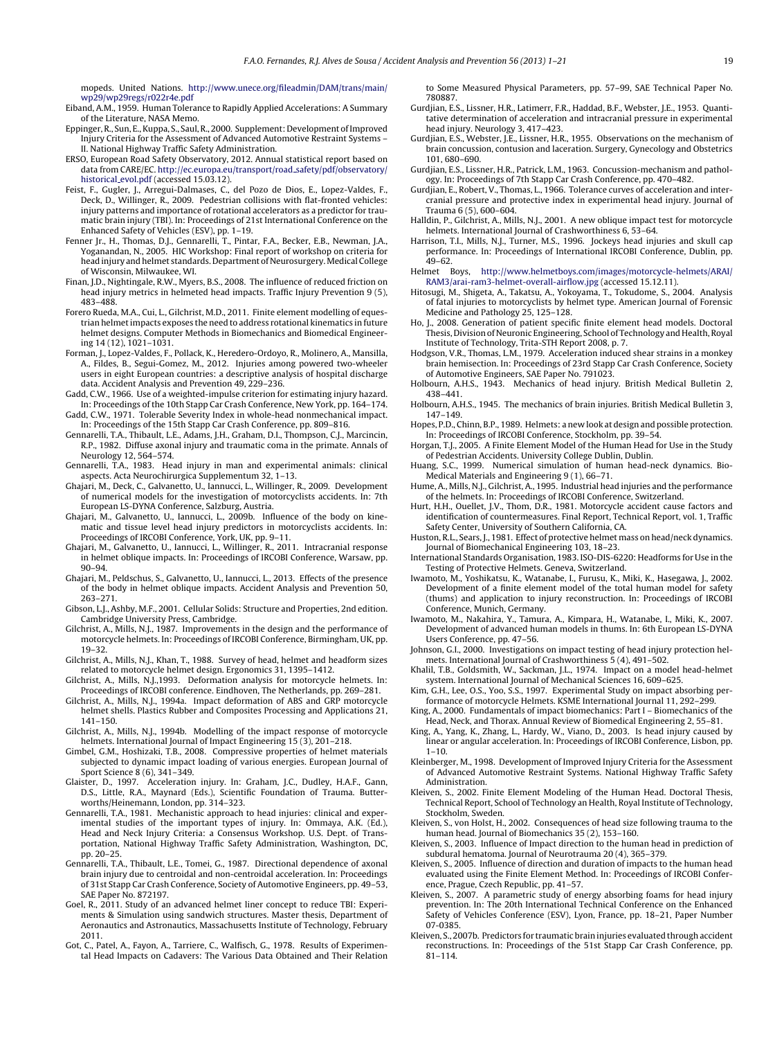mopeds. United Nations. http://www.unece.org/fileadmin/DAM/trans/main/wp29/wp29regs/r022r4e.pdf

Eiband, A.M., 1959. Human Tolerance to Rapidly Applied Accelerations: A Summary of the Literature, NASA Memo.

Eppinger, R., Sun, E., Kuppa, S., Saul, R., 2000. Supplement: Development of Improved Injury Criteria for the Assessment of Advanced Automotive Restraint Systems – II. National Highway Traffic Safety Administration.

ERSO, European Road Safety Observatory, 2012. Annual statistical report based on data from CARE/EC. http://ec.europa.eu/transport/road_safety/pdf/observatory/historical_evol.pdf (accessed 15.03.12).

Feist, F., Gugler, J., Arregui-Dalmases, C., del Pozo de Dios, E., Lopez-Valdes, F., Deck, D., Willinger, R., 2009. Pedestrian collisions with flat-fronted vehicles: injury patterns and importance of rotational accelerators as a predictor for traumatic brain injury (TBI). In: Proceedings of 21st International Conference on the Enhanced Safety of Vehicles (ESV), pp. 1–19.

Fenner Jr., H., Thomas, D.J., Gennarelli, T., Pintar, F.A., Becker, E.B., Newman, J.A., Yoganandan, N., 2005. HIC Workshop: Final report of workshop on criteria for head injury and helmet standards. Department of Neurosurgery. Medical College of Wisconsin, Milwaukee, WI.

Finan, J.D., Nightingale, R.W., Myers, B.S., 2008. The influence of reduced friction on head injury metrics in helmeted head impacts. Traffic Injury Prevention 9 (5), 483–488.

Forero Rueda, M.A., Cui, L., Gilchrist, M.D., 2011. Finite element modelling of equestrian helmet impacts exposes the need to address rotational kinematics in future helmet designs. Computer Methods in Biomechanics and Biomedical Engineering 14 (12), 1021–1031.

Forman, J., Lopez-Valdes, F., Pollack, K., Heredero-Ordoyo, R., Molinero, A., Mansilla, A., Fildes, B., Segui-Gomez, M., 2012. Injuries among powered two-wheeler users in eight European countries: a descriptive analysis of hospital discharge data. Accident Analysis and Prevention 49, 229–236.

Gadd, C.W., 1966. Use of a weighted-impulse criterion for estimating injury hazard. In: Proceedings of the 10th Stapp Car Crash Conference, New York, pp. 164–174.

Gadd, C.W., 1971. Tolerable Severity Index in whole-head nonmechanical impact. In: Proceedings of the 15th Stapp Car Crash Conference, pp. 809–816.

Gennarelli, T.A., Thibault, L.E., Adams, J.H., Graham, D.I., Thompson, C.J., Marcincin, R.P., 1982. Diffuse axonal injury and traumatic coma in the primate. Annals of Neurology 12, 564–574.

Gennarelli, T.A., 1983. Head injury in man and experimental animals: clinical aspects. Acta Neurochirurgica Supplementum 32, 1–13.

Ghajari, M., Deck, C., Galvanetto, U., Iannucci, L., Willinger, R., 2009. Development of numerical models for the investigation of motorcyclists accidents. In: 7th European LS-DYNA Conference, Salzburg, Austria.

Ghajari, M., Galvanetto, U., Iannucci, L., 2009b. Influence of the body on kinematic and tissue level head injury predictors in motorcyclists accidents. In: Proceedings of IRCOBI Conference, York, UK, pp. 9–11.

Ghajari, M., Galvanetto, U., Iannucci, L., Willinger, R., 2011. Intracranial response in helmet oblique impacts. In: Proceedings of IRCOBI Conference, Warsaw, pp. 90–94.

Ghajari, M., Peldschus, S., Galvanetto, U., Iannucci, L., 2013. Effects of the presence of the body in helmet oblique impacts. Accident Analysis and Prevention 50, 263–271.

Gibson, L.J., Ashby, M.F., 2001. Cellular Solids: Structure and Properties, 2nd edition. Cambridge University Press, Cambridge.

Gilchrist, A., Mills, N.J., 1987. Improvements in the design and the performance of motorcycle helmets. In: Proceedings of IRCOBI Conference, Birmingham, UK, pp. 19–32.

Gilchrist, A., Mills, N.J., Khan, T., 1988. Survey of head, helmet and headform sizes related to motorcycle helmet design. Ergonomics 31, 1395–1412.

Gilchrist, A., Mills, N.J.,1993. Deformation analysis for motorcycle helmets. In: Proceedings of IRCOBI conference. Eindhoven, The Netherlands, pp. 269–281.

Gilchrist, A., Mills, N.J., 1994a. Impact deformation of ABS and GRP motorcycle helmet shells. Plastics Rubber and Composites Processing and Applications 21, 141–150.

Gilchrist, A., Mills, N.J., 1994b. Modelling of the impact response of motorcycle helmets. International Journal of Impact Engineering 15 (3), 201–218.

Gimbel, G.M., Hoshizaki, T.B., 2008. Compressive properties of helmet materials subjected to dynamic impact loading of various energies. European Journal of Sport Science 8 (6), 341–349.

Glaister, D., 1997. Acceleration injury. In: Graham, J.C., Dudley, H.A.F., Gann, D.S., Little, R.A., Maynard (Eds.), Scientific Foundation of Trauma. Butterworths/Heinemann, London, pp. 314–323.

Gennarelli, T.A., 1981. Mechanistic approach to head injuries: clinical and experimental studies of the important types of injury. In: Ommaya, A.K. (Ed.), Head and Neck Injury Criteria: a Consensus Workshop. U.S. Dept. of Transportation, National Highway Traffic Safety Administration, Washington, DC, pp. 20–25.

Gennarelli, T.A., Thibault, L.E., Tomei, G., 1987. Directional dependence of axonal brain injury due to centroidal and non-centroidal acceleration. In: Proceedings of 31st Stapp Car Crash Conference, Society of Automotive Engineers, pp. 49–53, SAE Paper No. 872197.

Goel, R., 2011. Study of an advanced helmet liner concept to reduce TBI: Experiments & Simulation using sandwich structures. Master thesis, Department of Aeronautics and Astronautics, Massachusetts Institute of Technology, February 2011.

Got, C., Patel, A., Fayon, A., Tarriere, C., Walfisch, G., 1978. Results of Experimental Head Impacts on Cadavers: The Various Data Obtained and Their Relation to Some Measured Physical Parameters, pp. 57–99, SAE Technical Paper No. 780887.

Gurdjian, E.S., Lissner, H.R., Latimerr, F.R., Haddad, B.F., Webster, J.E., 1953. Quantitative determination of acceleration and intracranial pressure in experimental head injury. Neurology 3, 417–423.

Gurdjian, E.S., Webster, J.E., Lissner, H.R., 1955. Observations on the mechanism of brain concussion, contusion and laceration. Surgery, Gynecology and Obstetrics 101, 680–690.

Gurdjian, E.S., Lissner, H.R., Patrick, L.M., 1963. Concussion-mechanism and pathology. In: Proceedings of 7th Stapp Car Crash Conference, pp. 470–482.

Gurdjian, E., Robert, V., Thomas, L., 1966. Tolerance curves of acceleration and intercranial pressure and protective index in experimental head injury. Journal of Trauma 6 (5), 600–604.

Halldin, P., Gilchrist, A., Mills, N.J., 2001. A new oblique impact test for motorcycle helmets. International Journal of Crashworthiness 6, 53–64.

Harrison, T.I., Mills, N.J., Turner, M.S., 1996. Jockeys head injuries and skull cap performance. In: Proceedings of International IRCOBI Conference, Dublin, pp. 49–62.

Helmet Boys, http://www.helmetboys.com/images/motorcycle-helmets/ARAI/RAM3/arai-ram3-helmet-overall-airflow.jpg (accessed 15.12.11).

Hitosugi, M., Shigeta, A., Takatsu, A., Yokoyama, T., Tokudome, S., 2004. Analysis of fatal injuries to motorcyclists by helmet type. American Journal of Forensic Medicine and Pathology 25, 125–128.

Ho, J., 2008. Generation of patient specific finite element head models. Doctoral Thesis, Division of Neuronic Engineering, School of Technology and Health, Royal Institute of Technology, Trita-STH Report 2008, p. 7.

Hodgson, V.R., Thomas, L.M., 1979. Acceleration induced shear strains in a monkey brain hemisection. In: Proceedings of 23rd Stapp Car Crash Conference, Society of Automotive Engineers, SAE Paper No. 791023.

Holbourn, A.H.S., 1943. Mechanics of head injury. British Medical Bulletin 2, 438–441.

Holbourn, A.H.S., 1945. The mechanics of brain injuries. British Medical Bulletin 3, 147–149.

Hopes, P.D., Chinn, B.P., 1989. Helmets: a new look at design and possible protection. In: Proceedings of IRCOBI Conference, Stockholm, pp. 39–54.

Horgan, T.J., 2005. A Finite Element Model of the Human Head for Use in the Study of Pedestrian Accidents. University College Dublin, Dublin.

Huang, S.C., 1999. Numerical simulation of human head-neck dynamics. Bio-Medical Materials and Engineering 9 (1), 66–71.

Hume, A., Mills, N.J., Gilchrist, A., 1995. Industrial head injuries and the performance of the helmets. In: Proceedings of IRCOBI Conference, Switzerland.

Hurt, H.H., Ouellet, J.V., Thom, D.R., 1981. Motorcycle accident cause factors and identification of countermeasures. Final Report, Technical Report, vol. 1, Traffic Safety Center, University of Southern California, CA.

Huston, R.L., Sears, J., 1981. Effect of protective helmet mass on head/neck dynamics. Journal of Biomechanical Engineering 103, 18–23.

International Standards Organisation, 1983. ISO-DIS-6220: Headforms for Use in the Testing of Protective Helmets. Geneva, Switzerland.

Iwamoto, M., Yoshikatsu, K., Watanabe, I., Furusu, K., Miki, K., Hasegawa, J., 2002. Development of a finite element model of the total human model for safety (thums) and application to injury reconstruction. In: Proceedings of IRCOBI Conference, Munich, Germany.

Iwamoto, M., Nakahira, Y., Tamura, A., Kimpara, H., Watanabe, I., Miki, K., 2007. Development of advanced human models in thums. In: 6th European LS-DYNA Users Conference, pp. 47–56.

Johnson, G.I., 2000. Investigations on impact testing of head injury protection helmets. International Journal of Crashworthiness 5 (4), 491–502.

Khalil, T.B., Goldsmith, W., Sackman, J.L., 1974. Impact on a model head-helmet system. International Journal of Mechanical Sciences 16, 609–625.

Kim, G.H., Lee, O.S., Yoo, S.S., 1997. Experimental Study on impact absorbing performance of motorcycle Helmets. KSME International Journal 11, 292–299.

King, A., 2000. Fundamentals of impact biomechanics: Part I – Biomechanics of the Head, Neck, and Thorax. Annual Review of Biomedical Engineering 2, 55–81.

King, A., Yang, K., Zhang, L., Hardy, W., Viano, D., 2003. Is head injury caused by linear or angular acceleration. In: Proceedings of IRCOBI Conference, Lisbon, pp. 1–10.

Kleinberger, M., 1998. Development of Improved Injury Criteria for the Assessment of Advanced Automotive Restraint Systems. National Highway Traffic Safety Administration.

Kleiven, S., 2002. Finite Element Modeling of the Human Head. Doctoral Thesis, Technical Report, School of Technology an Health, Royal Institute of Technology, Stockholm, Sweden.

Kleiven, S., von Holst, H., 2002. Consequences of head size following trauma to the human head. Journal of Biomechanics 35 (2), 153–160.

Kleiven, S., 2003. Influence of Impact direction to the human head in prediction of subdural hematoma. Journal of Neurotrauma 20 (4), 365–379.

Kleiven, S., 2005. Influence of direction and duration of impacts to the human head evaluated using the Finite Element Method. In: Proceedings of IRCOBI Conference, Prague, Czech Republic, pp. 41–57.

Kleiven, S., 2007. A parametric study of energy absorbing foams for head injury prevention. In: The 20th International Technical Conference on the Enhanced Safety of Vehicles Conference (ESV), Lyon, France, pp. 18–21, Paper Number 07-0385.

Kleiven, S., 2007b. Predictors for traumatic brain injuries evaluated through accident reconstructions. In: Proceedings of the 51st Stapp Car Crash Conference, pp. 81–114.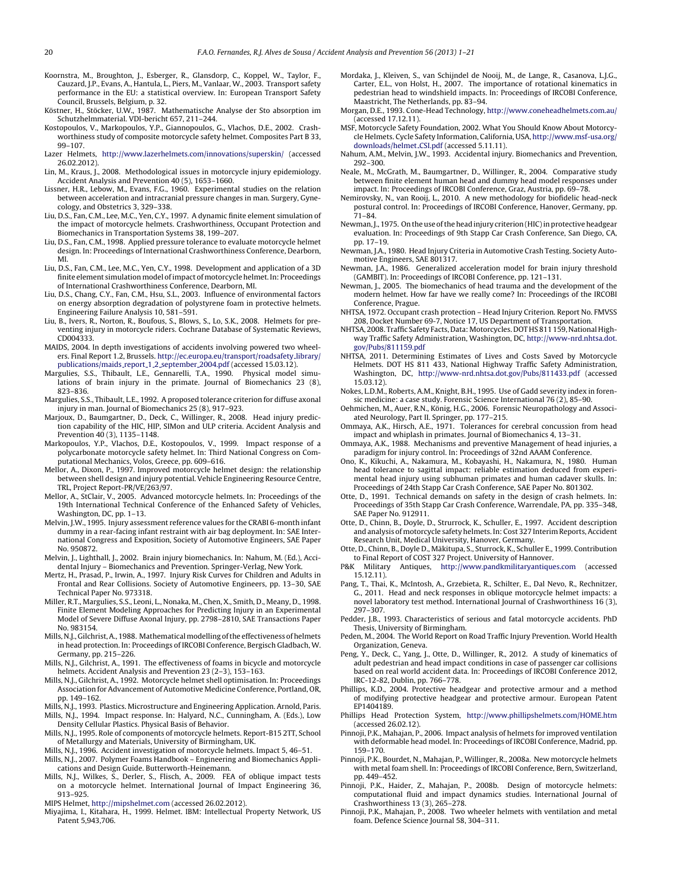Koornstra, M., Broughton, J., Esberger, R., Glansdorp, C., Koppel, W., Taylor, F., Cauzard, J.P., Evans, A., Hantula, L., Piers, M., Vanlaar, W., 2003. Transport safety performance in the EU: a statistical overview. In: European Transport Safety Council, Brussels, Belgium, p. 32.

Köstner, H., Stöcker, U.W., 1987. Mathematische Analyse der Sto absorption im Schutzhelmmaterial. VDI-bericht 657, 211–244.

Kostopoulos, V., Markopoulos, Y.P., Giannopoulos, G., Vlachos, D.E., 2002. Crashworthiness study of composite motorcycle safety helmet. Composites Part B 33, 99–107.

Lazer Helmets, http://www.lazerhelmets.com/innovations/superskin/ (accessed 26.02.2012).

Lin, M., Kraus, J., 2008. Methodological issues in motorcycle injury epidemiology. Accident Analysis and Prevention 40 (5), 1653–1660.

Lissner, H.R., Lebow, M., Evans, F.G., 1960. Experimental studies on the relation between acceleration and intracranial pressure changes in man. Surgery, Gynecology, and Obstetrics 3, 329–338.

Liu, D.S., Fan, C.M., Lee, M.C., Yen, C.Y., 1997. A dynamic finite element simulation of the impact of motorcycle helmets. Crashworthiness, Occupant Protection and Biomechanics in Transportation Systems 38, 199–207.

Liu, D.S., Fan, C.M., 1998. Applied pressure tolerance to evaluate motorcycle helmet design. In: Proceedings of International Crashworthiness Conference, Dearborn, MI.

Liu, D.S., Fan, C.M., Lee, M.C., Yen, C.Y., 1998. Development and application of a 3D finite element simulation model of impact of motorcycle helmet. In: Proceedings of International Crashworthiness Conference, Dearborn, MI.

Liu, D.S., Chang, C.Y., Fan, C.M., Hsu, S.L., 2003. Influence of environmental factors on energy absorption degradation of polystyrene foam in protective helmets. Engineering Failure Analysis 10, 581–591.

Liu, B., Ivers, R., Norton, R., Boufous, S., Blows, S., Lo, S.K., 2008. Helmets for preventing injury in motorcycle riders. Cochrane Database of Systematic Reviews, CD004333.

MAIDS, 2004. In depth investigations of accidents involving powered two wheelers. Final Report 1.2, Brussels. http://ec.europa.eu/transport/roadsafety_library/publications/maids_report_1_2_september_2004.pdf (accessed 15.03.12).

Margulies, S.S., Thibault, L.E., Gennarelli, T.A., 1990. Physical model simulations of brain injury in the primate. Journal of Biomechanics 23 (8), 823–836.

Margulies, S.S., Thibault, L.E., 1992. A proposed tolerance criterion for diffuse axonal injury in man. Journal of Biomechanics 25 (8), 917–923.

Marjoux, D., Baumgartner, D., Deck, C., Willinger, R., 2008. Head injury prediction capability of the HIC, HIP, SIMon and ULP criteria. Accident Analysis and Prevention 40 (3), 1135–1148.

Markopoulos, Y.P., Vlachos, D.E., Kostopoulos, V., 1999. Impact response of a polycarbonate motorcycle safety helmet. In: Third National Congress on Computational Mechanics, Volos, Greece, pp. 609–616.

Mellor, A., Dixon, P., 1997. Improved motorcycle helmet design: the relationship between shell design and injury potential. Vehicle Engineering Resource Centre, TRL, Project Report-PR/VE/263/97.

Mellor, A., StClair, V., 2005. Advanced motorcycle helmets. In: Proceedings of the 19th International Technical Conference of the Enhanced Safety of Vehicles, Washington, DC, pp. 1–13.

Melvin, J.W., 1995. Injury assessment reference values for the CRABI 6-month infant dummy in a rear-facing infant restraint with air bag deployment. In: SAE International Congress and Exposition, Society of Automotive Engineers, SAE Paper No. 950872.

Melvin, J., Lighthall, J., 2002. Brain injury biomechanics. In: Nahum, M. (Ed.), Accidental Injury – Biomechanics and Prevention. Springer-Verlag, New York.

Mertz, H., Prasad, P., Irwin, A., 1997. Injury Risk Curves for Children and Adults in Frontal and Rear Collisions. Society of Automotive Engineers, pp. 13–30, SAE Technical Paper No. 973318.

Miller, R.T., Margulies, S.S., Leoni, L., Nonaka, M., Chen, X., Smith, D., Meany, D., 1998. Finite Element Modeling Approaches for Predicting Injury in an Experimental Model of Severe Diffuse Axonal Injury, pp. 2798–2810, SAE Transactions Paper No. 983154.

Mills, N.J., Gilchrist, A., 1988. Mathematical modelling of the effectiveness of helmets in head protection. In: Proceedings of IRCOBI Conference, Bergisch Gladbach, W. Germany, pp. 215–226.

Mills, N.J., Gilchrist, A., 1991. The effectiveness of foams in bicycle and motorcycle helmets. Accident Analysis and Prevention 23 (2–3), 153–163.

Mills, N.J., Gilchrist, A., 1992. Motorcycle helmet shell optimisation. In: Proceedings Association for Advancement of Automotive Medicine Conference, Portland, OR, pp. 149–162.

Mills, N.J., 1993. Plastics. Microstructure and Engineering Application. Arnold, Paris.

Mills, N.J., 1994. Impact response. In: Halyard, N.C., Cunningham, A. (Eds.), Low Density Cellular Plastics. Physical Basis of Behavior.

Mills, N.J., 1995. Role of components of motorcycle helmets. Report-B15 2TT, School of Metallurgy and Materials, University of Birmingham, UK.

Mills, N.J., 1996. Accident investigation of motorcycle helmets. Impact 5, 46–51.

Mills, N.J., 2007. Polymer Foams Handbook – Engineering and Biomechanics Applications and Design Guide. Butterworth-Heinemann.

Mills, N.J., Wilkes, S., Derler, S., Flisch, A., 2009. FEA of oblique impact tests on a motorcycle helmet. International Journal of Impact Engineering 36, 913–925.

MIPS Helmet, http://mipshelmet.com (accessed 26.02.2012).

Miyajima, I., Kitahara, H., 1999. Helmet. IBM: Intellectual Property Network, US Patent 5,943,706.

Mordaka, J., Kleiven, S., van Schijndel de Nooij, M., de Lange, R., Casanova, L.J.G., Carter, E.L., von Holst, H., 2007. The importance of rotational kinematics in pedestrian head to windshield impacts. In: Proceedings of IRCOBI Conference, Maastricht, The Netherlands, pp. 83–94.

Morgan, D.E., 1993. Cone-Head Technology, http://www.coneheadhelmets.com.au/ (accessed 17.12.11).

MSF, Motorcycle Safety Foundation, 2002. What You Should Know About Motorcycle Helmets. Cycle Safety Information, California, USA, http://www.msf-usa.org/downloads/helmet_CSI.pdf (accessed 5.11.11).

Nahum, A.M., Melvin, J.W., 1993. Accidental injury. Biomechanics and Prevention, 292–300.

Neale, M., McGrath, M., Baumgartner, D., Willinger, R., 2004. Comparative study between finite element human head and dummy head model responses under impact. In: Proceedings of IRCOBI Conference, Graz, Austria, pp. 69–78.

Nemirovsky, N., van Rooij, L., 2010. A new methodology for biofidelic head-neck postural control. In: Proceedings of IRCOBI Conference, Hanover, Germany, pp. 71–84.

Newman, J., 1975. On the use of the head injury criterion (HIC) in protective headgear evaluation. In: Proceedings of 9th Stapp Car Crash Conference, San Diego, CA, pp. 17–19.

Newman, J.A., 1980. Head Injury Criteria in Automotive Crash Testing. Society Automotive Engineers, SAE 801317.

Newman, J.A., 1986. Generalized acceleration model for brain injury threshold (GAMBIT). In: Proceedings of IRCOBI Conference, pp. 121–131.

Newman, J., 2005. The biomechanics of head trauma and the development of the modern helmet. How far have we really come? In: Proceedings of the IRCOBI Conference, Prague.

NHTSA, 1972. Occupant crash protection – Head Injury Criterion. Report No. FMVSS 208, Docket Number 69-7, Notice 17, US Department of Transportation.

NHTSA, 2008. Traffic Safety Facts, Data: Motorcycles. DOT HS 811 159, National Highway Traffic Safety Administration, Washington, DC, http://www-nrd.nhtsa.dot.gov/Pubs/811159.pdf

NHTSA, 2011. Determining Estimates of Lives and Costs Saved by Motorcycle Helmets. DOT HS 811 433, National Highway Traffic Safety Administration, Washington, DC, http://www-nrd.nhtsa.dot.gov/Pubs/811433.pdf (accessed 15.03.12).

Nokes, L.D.M., Roberts, A.M., Knight, B.H., 1995. Use of Gadd severity index in forensic medicine: a case study. Forensic Science International 76 (2), 85–90.

Oehmichen, M., Auer, R.N., König, H.G., 2006. Forensic Neuropathology and Associated Neurology, Part II. Springer, pp. 177–215.

Ommaya, A.K., Hirsch, A.E., 1971. Tolerances for cerebral concussion from head impact and whiplash in primates. Journal of Biomechanics 4, 13–31.

Ommaya, A.K., 1988. Mechanisms and preventive Management of head injuries, a paradigm for injury control. In: Proceedings of 32nd AAAM Conference.

Ono, K., Kikuchi, A., Nakamura, M., Kobayashi, H., Nakamura, N., 1980. Human head tolerance to sagittal impact: reliable estimation deduced from experimental head injury using subhuman primates and human cadaver skulls. In: Proceedings of 24th Stapp Car Crash Conference, SAE Paper No. 801302.

Otte, D., 1991. Technical demands on safety in the design of crash helmets. In: Proceedings of 35th Stapp Car Crash Conference, Warrendale, PA, pp. 335–348, SAE Paper No. 912911.

Otte, D., Chinn, B., Doyle, D., Strurrock, K., Schuller, E., 1997. Accident description and analysis of motorcycle safety helmets. In: Cost 327 Interim Reports, Accident Research Unit, Medical University, Hanover, Germany.

Otte, D., Chinn, B., Doyle D., Mäkitupa, S., Sturrock, K., Schuller E., 1999. Contribution to Final Report of COST 327 Project. University of Hannover.

P&K Military Antiques, http://www.pandkmilitaryantiques.com (accessed 15.12.11).

Pang, T., Thai, K., McIntosh, A., Grzebieta, R., Schilter, E., Dal Nevo, R., Rechnitzer, G., 2011. Head and neck responses in oblique motorcycle helmet impacts: a novel laboratory test method. International Journal of Crashworthiness 16 (3), 297–307.

Pedder, J.B., 1993. Characteristics of serious and fatal motorcycle accidents. PhD Thesis, University of Birmingham.

Peden, M., 2004. The World Report on Road Traffic Injury Prevention. World Health Organization, Geneva.

Peng, Y., Deck, C., Yang, J., Otte, D., Willinger, R., 2012. A study of kinematics of adult pedestrian and head impact conditions in case of passenger car collisions based on real world accident data. In: Proceedings of IRCOBI Conference 2012, IRC-12-82, Dublin, pp. 766–778.

Phillips, K.D., 2004. Protective headgear and protective armour and a method of modifying protective headgear and protective armour. European Patent EP1404189.

Phillips Head Protection System, http://www.phillipshelmets.com/HOME.htm (accessed 26.02.12).

Pinnoji, P.K., Mahajan, P., 2006. Impact analysis of helmets for improved ventilation with deformable head model. In: Proceedings of IRCOBI Conference, Madrid, pp. 159–170.

Pinnoji, P.K., Bourdet, N., Mahajan, P., Willinger, R., 2008a. New motorcycle helmets with metal foam shell. In: Proceedings of IRCOBI Conference, Bern, Switzerland, pp. 449–452.

Pinnoji, P.K., Haider, Z., Mahajan, P., 2008b. Design of motorcycle helmets: computational fluid and impact dynamics studies. International Journal of Crashworthiness 13 (3), 265–278.

Pinnoji, P.K., Mahajan, P., 2008. Two wheeler helmets with ventilation and metal foam. Defence Science Journal 58, 304–311.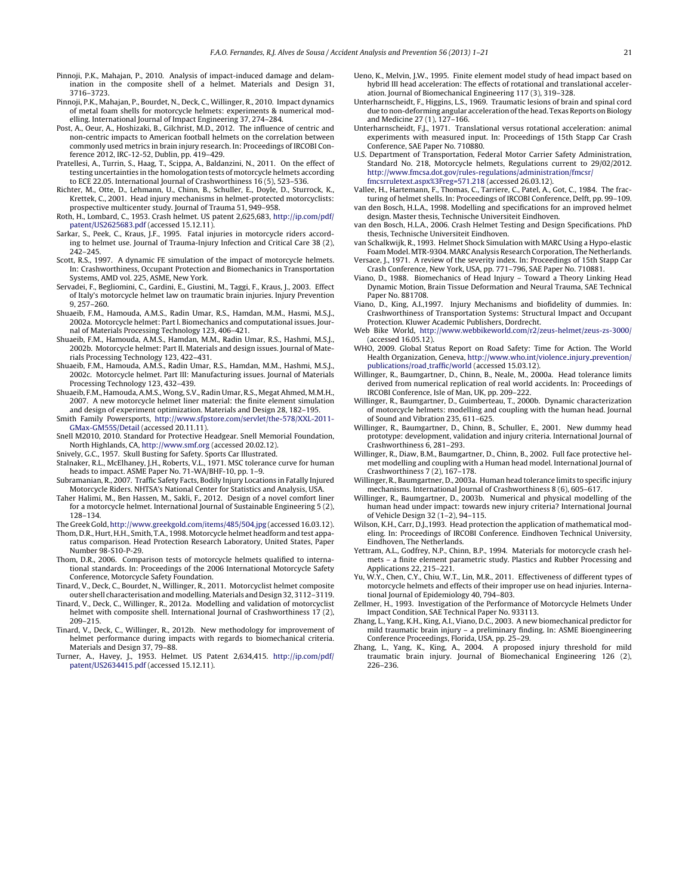Pinnoji, P.K., Mahajan, P., 2010. Analysis of impact-induced damage and delamination in the composite shell of a helmet. Materials and Design 31, 3716–3723.

Pinnoji, P.K., Mahajan, P., Bourdet, N., Deck, C., Willinger, R., 2010. Impact dynamics of metal foam shells for motorcycle helmets: experiments & numerical modelling. International Journal of Impact Engineering 37, 274–284.

Post, A., Oeur, A., Hoshizaki, B., Gilchrist, M.D., 2012. The influence of centric and non-centric impacts to American football helmets on the correlation between commonly used metrics in brain injury research. In: Proceedings of IRCOBI Conference 2012, IRC-12-52, Dublin, pp. 419–429.

Pratellesi, A., Turrin, S., Haag, T., Scippa, A., Baldanzini, N., 2011. On the effect of testing uncertainties in the homologation tests of motorcycle helmets according to ECE 22.05. International Journal of Crashworthiness 16 (5), 523–536.

Richter, M., Otte, D., Lehmann, U., Chinn, B., Schuller, E., Doyle, D., Sturrock, K., Krettek, C., 2001. Head injury mechanisms in helmet-protected motorcyclists: prospective multicenter study. Journal of Trauma 51, 949–958.

Roth, H., Lombard, C., 1953. Crash helmet. US patent 2,625,683, http://ip.com/pdf/patent/US2625683.pdf (accessed 15.12.11).

Sarkar, S., Peek, C., Kraus, J.F., 1995. Fatal injuries in motorcycle riders according to helmet use. Journal of Trauma-Injury Infection and Critical Care 38 (2), 242–245.

Scott, R.S., 1997. A dynamic FE simulation of the impact of motorcycle helmets. In: Crashworthiness, Occupant Protection and Biomechanics in Transportation Systems, AMD vol. 225, ASME, New York.

Servadei, F., Begliomini, C., Gardini, E., Giustini, M., Taggi, F., Kraus, J., 2003. Effect of Italy's motorcycle helmet law on traumatic brain injuries. Injury Prevention 9, 257–260.

Shuaeib, F.M., Hamouda, A.M.S., Radin Umar, R.S., Hamdan, M.M., Hasmi, M.S.J., 2002a. Motorcycle helmet: Part I. Biomechanics and computational issues. Journal of Materials Processing Technology 123, 406–421.

Shuaeib, F.M., Hamouda, A.M.S., Hamdan, M.M., Radin Umar, R.S., Hashmi, M.S.J., 2002b. Motorcycle helmet: Part II. Materials and design issues. Journal of Materials Processing Technology 123, 422–431.

Shuaeib, F.M., Hamouda, A.M.S., Radin Umar, R.S., Hamdan, M.M., Hashmi, M.S.J., 2002c. Motorcycle helmet. Part III: Manufacturing issues. Journal of Materials Processing Technology 123, 432–439.

Shuaeib, F.M., Hamouda, A.M.S., Wong, S.V., Radin Umar, R.S., Megat Ahmed, M.M.H., 2007. A new motorcycle helmet liner material: the finite element simulation and design of experiment optimization. Materials and Design 28, 182–195.

Smith Family Powersports, http://www.sfpstore.com/servlet/the-578/XXL-2011-GMax-GM55S/Detail (accessed 20.11.11).

Snell M2010, 2010. Standard for Protective Headgear. Snell Memorial Foundation, North Highlands, CA, http://www.smf.org (accessed 20.02.12).

Snively, G.C., 1957. Skull Busting for Safety. Sports Car Illustrated.

Stalnaker, R.L., McElhaney, J.H., Roberts, V.L., 1971. MSC tolerance curve for human heads to impact. ASME Paper No. 71-WA/BHF-10, pp. 1–9.

Subramanian, R., 2007. Traffic Safety Facts, Bodily Injury Locations in Fatally Injured Motorcycle Riders. NHTSA's National Center for Statistics and Analysis, USA.

Taher Halimi, M., Ben Hassen, M., Sakli, F., 2012. Design of a novel comfort liner for a motorcycle helmet. International Journal of Sustainable Engineering 5 (2), 128–134.

The Greek Gold, http://www.greekgold.com/items/485/504.jpg (accessed 16.03.12).

Thom, D.R., Hurt, H.H., Smith, T.A., 1998. Motorcycle helmet headform and test apparatus comparison. Head Protection Research Laboratory, United States, Paper Number 98-S10-P-29.

Thom, D.R., 2006. Comparison tests of motorcycle helmets qualified to international standards. In: Proceedings of the 2006 International Motorcycle Safety Conference, Motorcycle Safety Foundation.

Tinard, V., Deck, C., Bourdet, N., Willinger, R., 2011. Motorcyclist helmet composite outer shell characterisation and modelling. Materials and Design 32, 3112–3119.

Tinard, V., Deck, C., Willinger, R., 2012a. Modelling and validation of motorcyclist helmet with composite shell. International Journal of Crashworthiness 17 (2), 209–215.

Tinard, V., Deck, C., Willinger, R., 2012b. New methodology for improvement of helmet performance during impacts with regards to biomechanical criteria. Materials and Design 37, 79–88.

Turner, A., Havey, J., 1953. Helmet. US Patent 2,634,415. http://ip.com/pdf/patent/US2634415.pdf (accessed 15.12.11).

Ueno, K., Melvin, J.W., 1995. Finite element model study of head impact based on hybrid III head acceleration: The effects of rotational and translational acceleration. Journal of Biomechanical Engineering 117 (3), 319–328.

Unterharnscheidt, F., Higgins, L.S., 1969. Traumatic lesions of brain and spinal cord due to non-deforming angular acceleration of the head. Texas Reports on Biology and Medicine 27 (1), 127–166.

Unterharnscheidt, F.J., 1971. Translational versus rotational acceleration: animal experiments with measured input. In: Proceedings of 15th Stapp Car Crash Conference, SAE Paper No. 710880.

U.S. Department of Transportation, Federal Motor Carrier Safety Administration, Standard No. 218, Motorcycle helmets, Regulations current to 29/02/2012. http://www.fmcsa.dot.gov/rules-regulations/administration/fmcsr/fmcsrruletext.aspx%3Freg=571.218 (accessed 26.03.12).

Vallee, H., Hartemann, F., Thomas, C., Tarriere, C., Patel, A., Got, C., 1984. The fracturing of helmet shells. In: Proceedings of IRCOBI Conference, Delft, pp. 99–109.

van den Bosch, H.L.A., 1998. Modelling and specifications for an improved helmet design. Master thesis, Technische Universiteit Eindhoven.

van den Bosch, H.L.A., 2006. Crash Helmet Testing and Design Specifications. PhD thesis, Technische Universiteit Eindhoven.

van Schalkwijk, R., 1993. Helmet Shock Simulation with MARC Using a Hypo-elastic Foam Model. MTR-9304. MARC Analysis Research Corporation, The Netherlands.

Versace, J., 1971. A review of the severity index. In: Proceedings of 15th Stapp Car Crash Conference, New York, USA, pp. 771–796, SAE Paper No. 710881.

Viano, D., 1988. Biomechanics of Head Injury – Toward a Theory Linking Head Dynamic Motion, Brain Tissue Deformation and Neural Trauma, SAE Technical Paper No. 881708.

Viano, D., King, A.I.,1997. Injury Mechanisms and biofidelity of dummies. In: Crashworthiness of Transportation Systems: Structural Impact and Occupant Protection. Kluwer Academic Publishers, Dordrecht.

Web Bike World, http://www.webbikeworld.com/r2/zeus-helmet/zeus-zs-3000/ (accessed 16.05.12).

WHO, 2009. Global Status Report on Road Safety: Time for Action. The World Health Organization, Geneva, http://www.who.int/violence_injury_prevention/publications/road_traffic/world (accessed 15.03.12).

Willinger, R., Baumgartner, D., Chinn, B., Neale, M., 2000a. Head tolerance limits derived from numerical replication of real world accidents. In: Proceedings of IRCOBI Conference, Isle of Man, UK, pp. 209–222.

Willinger, R., Baumgartner, D., Guimberteau, T., 2000b. Dynamic characterization of motorcycle helmets: modelling and coupling with the human head. Journal of Sound and Vibration 235, 611–625.

Willinger, R., Baumgartner, D., Chinn, B., Schuller, E., 2001. New dummy head prototype: development, validation and injury criteria. International Journal of Crashworthiness 6, 281–293.

Willinger, R., Diaw, B.M., Baumgartner, D., Chinn, B., 2002. Full face protective helmet modelling and coupling with a Human head model. International Journal of Crashworthiness 7 (2), 167–178.

Willinger, R., Baumgartner, D., 2003a. Human head tolerance limits to specific injury mechanisms. International Journal of Crashworthiness 8 (6), 605–617.

Willinger, R., Baumgartner, D., 2003b. Numerical and physical modelling of the human head under impact: towards new injury criteria? International Journal of Vehicle Design 32 (1–2), 94–115.

Wilson, K.H., Carr, D.J.,1993. Head protection the application of mathematical modeling. In: Proceedings of IRCOBI Conference. Eindhoven Technical University, Eindhoven, The Netherlands.

Yettram, A.L., Godfrey, N.P., Chinn, B.P., 1994. Materials for motorcycle crash helmets – a finite element parametric study. Plastics and Rubber Processing and Applications 22, 215–221.

Yu, W.Y., Chen, C.Y., Chiu, W.T., Lin, M.R., 2011. Effectiveness of different types of motorcycle helmets and effects of their improper use on head injuries. International Journal of Epidemiology 40, 794–803.

Zellmer, H., 1993. Investigation of the Performance of Motorcycle Helmets Under Impact Condition, SAE Technical Paper No. 933113.

Zhang, L., Yang, K.H., King, A.I., Viano, D.C., 2003. A new biomechanical predictor for mild traumatic brain injury – a preliminary finding. In: ASME Bioengineering Conference Proceedings, Florida, USA, pp. 25–29.

Zhang, L., Yang, K., King, A., 2004. A proposed injury threshold for mild traumatic brain injury. Journal of Biomechanical Engineering 126 (2), 226–236.